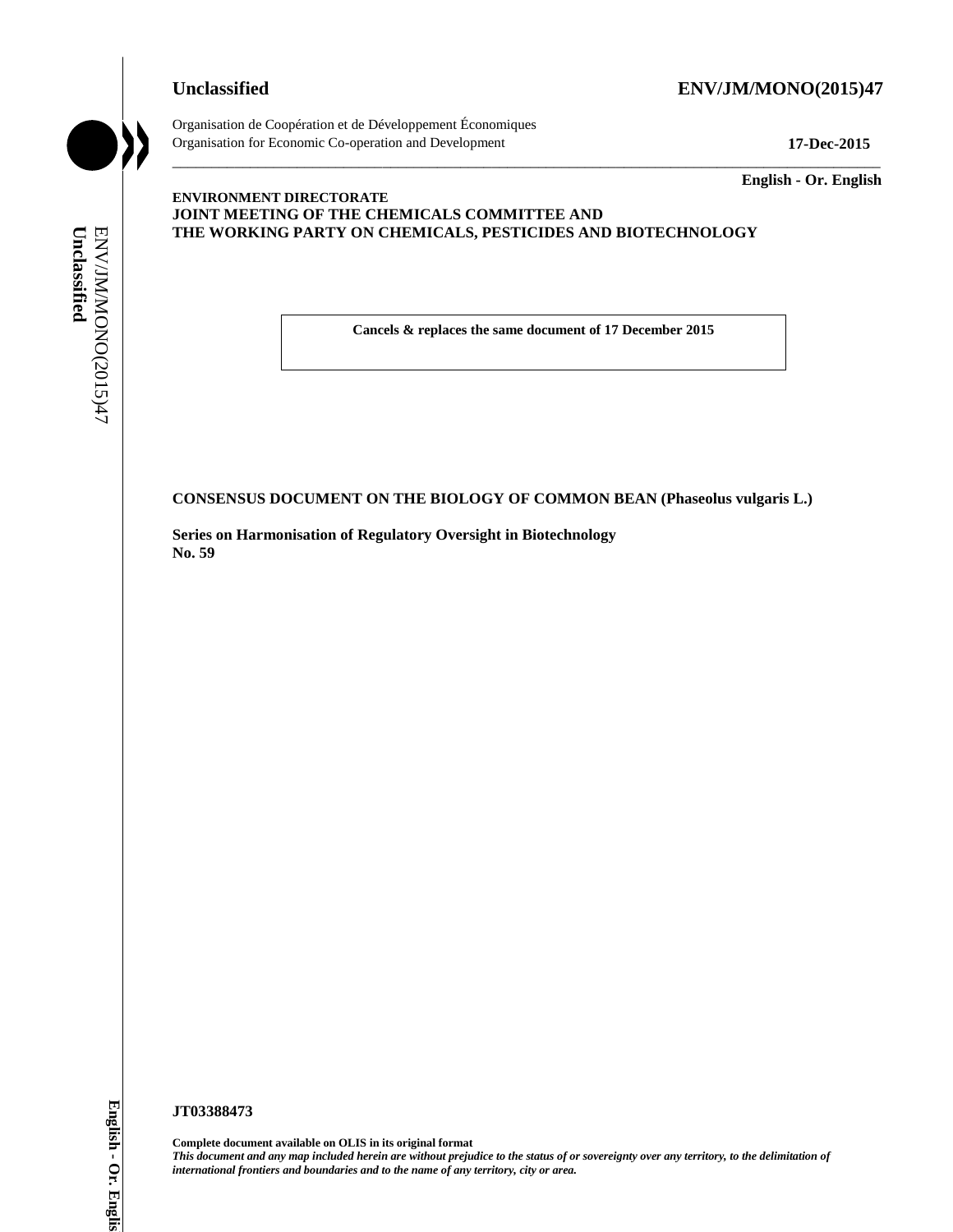**Unclassified** **ENV/JM/MONO(2015)47**

Organisation de Coopération et de Développement Économiques
Organisation for Economic Co-operation and Development **17-Dec-2015**

**English - Or. English**

**ENVIRONMENT DIRECTORATE**
**JOINT MEETING OF THE CHEMICALS COMMITTEE AND**
**THE WORKING PARTY ON CHEMICALS, PESTICIDES AND BIOTECHNOLOGY**

**Cancels & replaces the same document of 17 December 2015**

**CONSENSUS DOCUMENT ON THE BIOLOGY OF COMMON BEAN (Phaseolus vulgaris L.)**

**Series on Harmonisation of Regulatory Oversight in Biotechnology**
**No. 59**

**JT03388473**

**Complete document available on OLIS in its original format**
***This document and any map included herein are without prejudice to the status of or sovereignty over any territory, to the delimitation of international frontiers and boundaries and to the name of any territory, city or area.***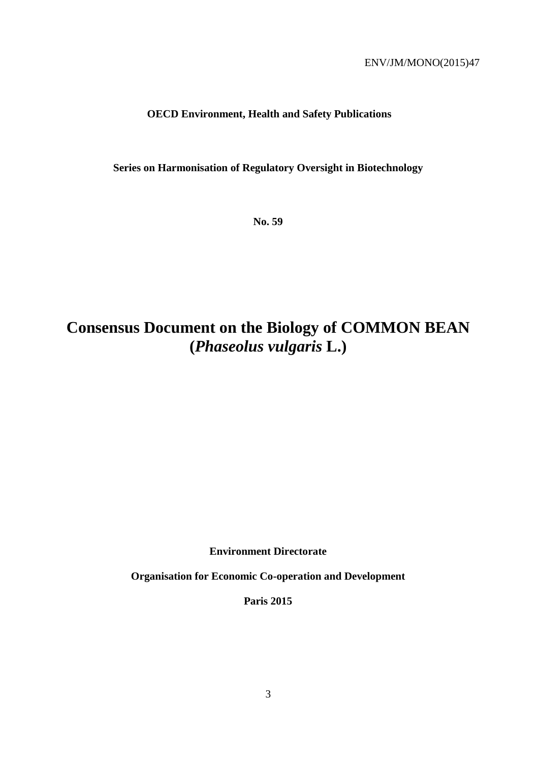ENV/JM/MONO(2015)47

**OECD Environment, Health and Safety Publications**

**Series on Harmonisation of Regulatory Oversight in Biotechnology**

**No. 59**

# Consensus Document on the Biology of COMMON BEAN (*Phaseolus vulgaris* L.)

**Environment Directorate**

**Organisation for Economic Co-operation and Development**

**Paris 2015**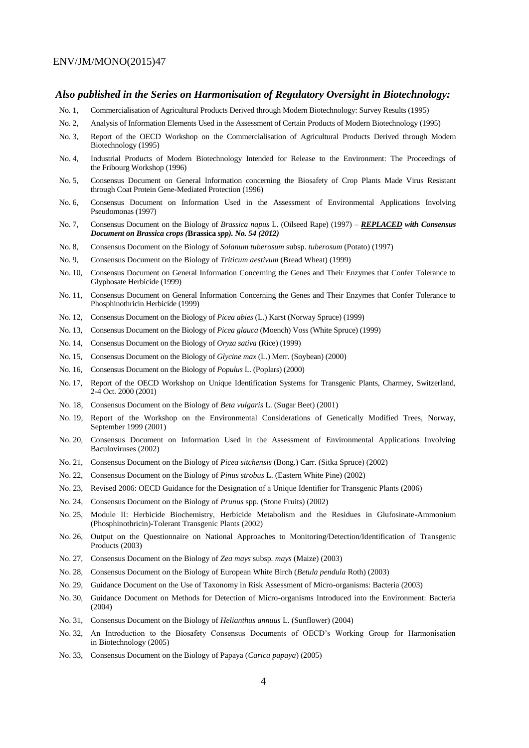### *Also published in the Series on Harmonisation of Regulatory Oversight in Biotechnology:*

- No. 1, Commercialisation of Agricultural Products Derived through Modern Biotechnology: Survey Results (1995)
- No. 2, Analysis of Information Elements Used in the Assessment of Certain Products of Modern Biotechnology (1995)
- No. 3, Report of the OECD Workshop on the Commercialisation of Agricultural Products Derived through Modern Biotechnology (1995)
- No. 4, Industrial Products of Modern Biotechnology Intended for Release to the Environment: The Proceedings of the Fribourg Workshop (1996)
- No. 5, Consensus Document on General Information concerning the Biosafety of Crop Plants Made Virus Resistant through Coat Protein Gene-Mediated Protection (1996)
- No. 6, Consensus Document on Information Used in the Assessment of Environmental Applications Involving Pseudomonas (1997)
- No. 7, Consensus Document on the Biology of *Brassica napus* L. (Oilseed Rape) (1997) – ***REPLACED with Consensus Document on Brassica crops (*Brassica *spp). No. 54 (2012)***
- No. 8, Consensus Document on the Biology of *Solanum tuberosum* subsp. *tuberosum* (Potato) (1997)
- No. 9, Consensus Document on the Biology of *Triticum aestivum* (Bread Wheat) (1999)
- No. 10, Consensus Document on General Information Concerning the Genes and Their Enzymes that Confer Tolerance to Glyphosate Herbicide (1999)
- No. 11, Consensus Document on General Information Concerning the Genes and Their Enzymes that Confer Tolerance to Phosphinothricin Herbicide (1999)
- No. 12, Consensus Document on the Biology of *Picea abies* (L.) Karst (Norway Spruce) (1999)
- No. 13, Consensus Document on the Biology of *Picea glauca* (Moench) Voss (White Spruce) (1999)
- No. 14, Consensus Document on the Biology of *Oryza sativa* (Rice) (1999)
- No. 15, Consensus Document on the Biology of *Glycine max* (L.) Merr. (Soybean) (2000)
- No. 16, Consensus Document on the Biology of *Populus* L. (Poplars) (2000)
- No. 17, Report of the OECD Workshop on Unique Identification Systems for Transgenic Plants, Charmey, Switzerland, 2-4 Oct. 2000 (2001)
- No. 18, Consensus Document on the Biology of *Beta vulgaris* L. (Sugar Beet) (2001)
- No. 19, Report of the Workshop on the Environmental Considerations of Genetically Modified Trees, Norway, September 1999 (2001)
- No. 20, Consensus Document on Information Used in the Assessment of Environmental Applications Involving Baculoviruses (2002)
- No. 21, Consensus Document on the Biology of *Picea sitchensis* (Bong.) Carr. (Sitka Spruce) (2002)
- No. 22, Consensus Document on the Biology of *Pinus strobus* L. (Eastern White Pine) (2002)
- No. 23, Revised 2006: OECD Guidance for the Designation of a Unique Identifier for Transgenic Plants (2006)
- No. 24, Consensus Document on the Biology of *Prunus* spp. (Stone Fruits) (2002)
- No. 25, Module II: Herbicide Biochemistry, Herbicide Metabolism and the Residues in Glufosinate-Ammonium (Phosphinothricin)-Tolerant Transgenic Plants (2002)
- No. 26, Output on the Questionnaire on National Approaches to Monitoring/Detection/Identification of Transgenic Products (2003)
- No. 27, Consensus Document on the Biology of *Zea mays* subsp. *mays* (Maize) (2003)
- No. 28, Consensus Document on the Biology of European White Birch (*Betula pendula* Roth) (2003)
- No. 29, Guidance Document on the Use of Taxonomy in Risk Assessment of Micro-organisms: Bacteria (2003)
- No. 30, Guidance Document on Methods for Detection of Micro-organisms Introduced into the Environment: Bacteria (2004)
- No. 31, Consensus Document on the Biology of *Helianthus annuus* L. (Sunflower) (2004)
- No. 32, An Introduction to the Biosafety Consensus Documents of OECD's Working Group for Harmonisation in Biotechnology (2005)
- No. 33, Consensus Document on the Biology of Papaya (*Carica papaya*) (2005)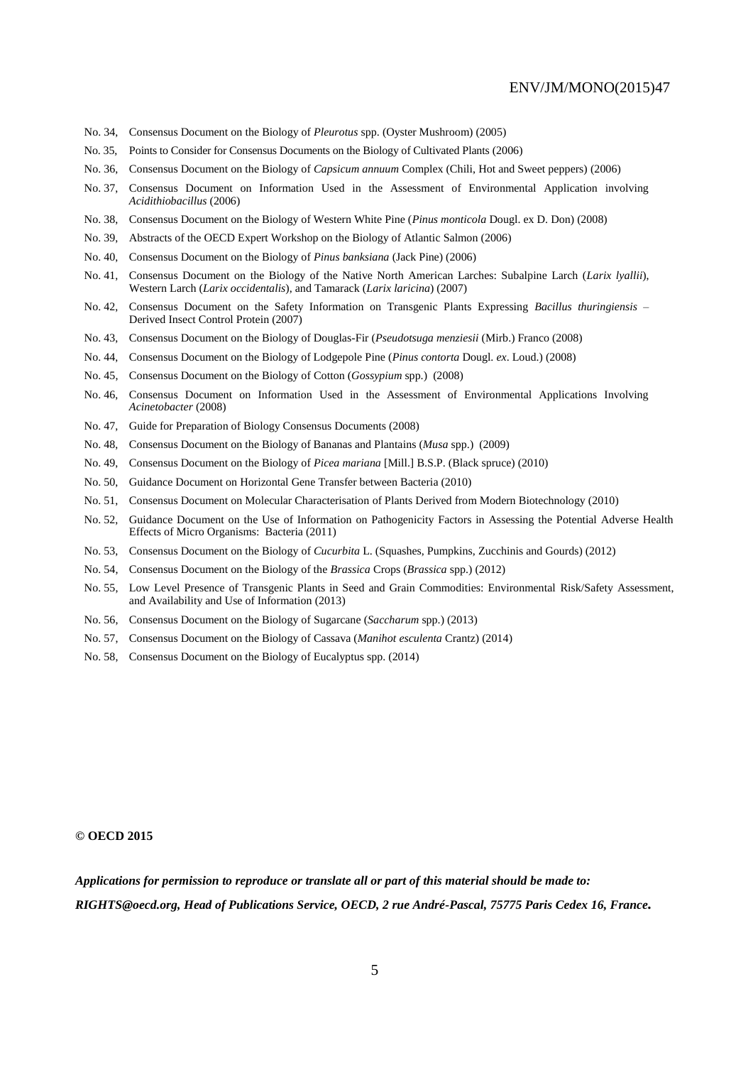No. 34, Consensus Document on the Biology of *Pleurotus* spp. (Oyster Mushroom) (2005)

No. 35, Points to Consider for Consensus Documents on the Biology of Cultivated Plants (2006)

No. 36, Consensus Document on the Biology of *Capsicum annuum* Complex (Chili, Hot and Sweet peppers) (2006)

No. 37, Consensus Document on Information Used in the Assessment of Environmental Application involving *Acidithiobacillus* (2006)

No. 38, Consensus Document on the Biology of Western White Pine (*Pinus monticola* Dougl. ex D. Don) (2008)

No. 39, Abstracts of the OECD Expert Workshop on the Biology of Atlantic Salmon (2006)

No. 40, Consensus Document on the Biology of *Pinus banksiana* (Jack Pine) (2006)

No. 41, Consensus Document on the Biology of the Native North American Larches: Subalpine Larch (*Larix lyallii*), Western Larch (*Larix occidentalis*), and Tamarack (*Larix laricina*) (2007)

No. 42, Consensus Document on the Safety Information on Transgenic Plants Expressing *Bacillus thuringiensis* – Derived Insect Control Protein (2007)

No. 43, Consensus Document on the Biology of Douglas-Fir (*Pseudotsuga menziesii* (Mirb.) Franco (2008)

No. 44, Consensus Document on the Biology of Lodgepole Pine (*Pinus contorta* Dougl. *ex*. Loud.) (2008)

No. 45, Consensus Document on the Biology of Cotton (*Gossypium* spp.) (2008)

No. 46, Consensus Document on Information Used in the Assessment of Environmental Applications Involving *Acinetobacter* (2008)

No. 47, Guide for Preparation of Biology Consensus Documents (2008)

No. 48, Consensus Document on the Biology of Bananas and Plantains (*Musa* spp.) (2009)

No. 49, Consensus Document on the Biology of *Picea mariana* [Mill.] B.S.P. (Black spruce) (2010)

No. 50, Guidance Document on Horizontal Gene Transfer between Bacteria (2010)

No. 51, Consensus Document on Molecular Characterisation of Plants Derived from Modern Biotechnology (2010)

No. 52, Guidance Document on the Use of Information on Pathogenicity Factors in Assessing the Potential Adverse Health Effects of Micro Organisms: Bacteria (2011)

No. 53, Consensus Document on the Biology of *Cucurbita* L. (Squashes, Pumpkins, Zucchinis and Gourds) (2012)

No. 54, Consensus Document on the Biology of the *Brassica* Crops (*Brassica* spp.) (2012)

No. 55, Low Level Presence of Transgenic Plants in Seed and Grain Commodities: Environmental Risk/Safety Assessment, and Availability and Use of Information (2013)

No. 56, Consensus Document on the Biology of Sugarcane (*Saccharum* spp.) (2013)

No. 57, Consensus Document on the Biology of Cassava (*Manihot esculenta* Crantz) (2014)

No. 58, Consensus Document on the Biology of Eucalyptus spp. (2014)

**© OECD 2015**

***Applications for permission to reproduce or translate all or part of this material should be made to:***

***RIGHTS@oecd.org, Head of Publications Service, OECD, 2 rue André-Pascal, 75775 Paris Cedex 16, France.***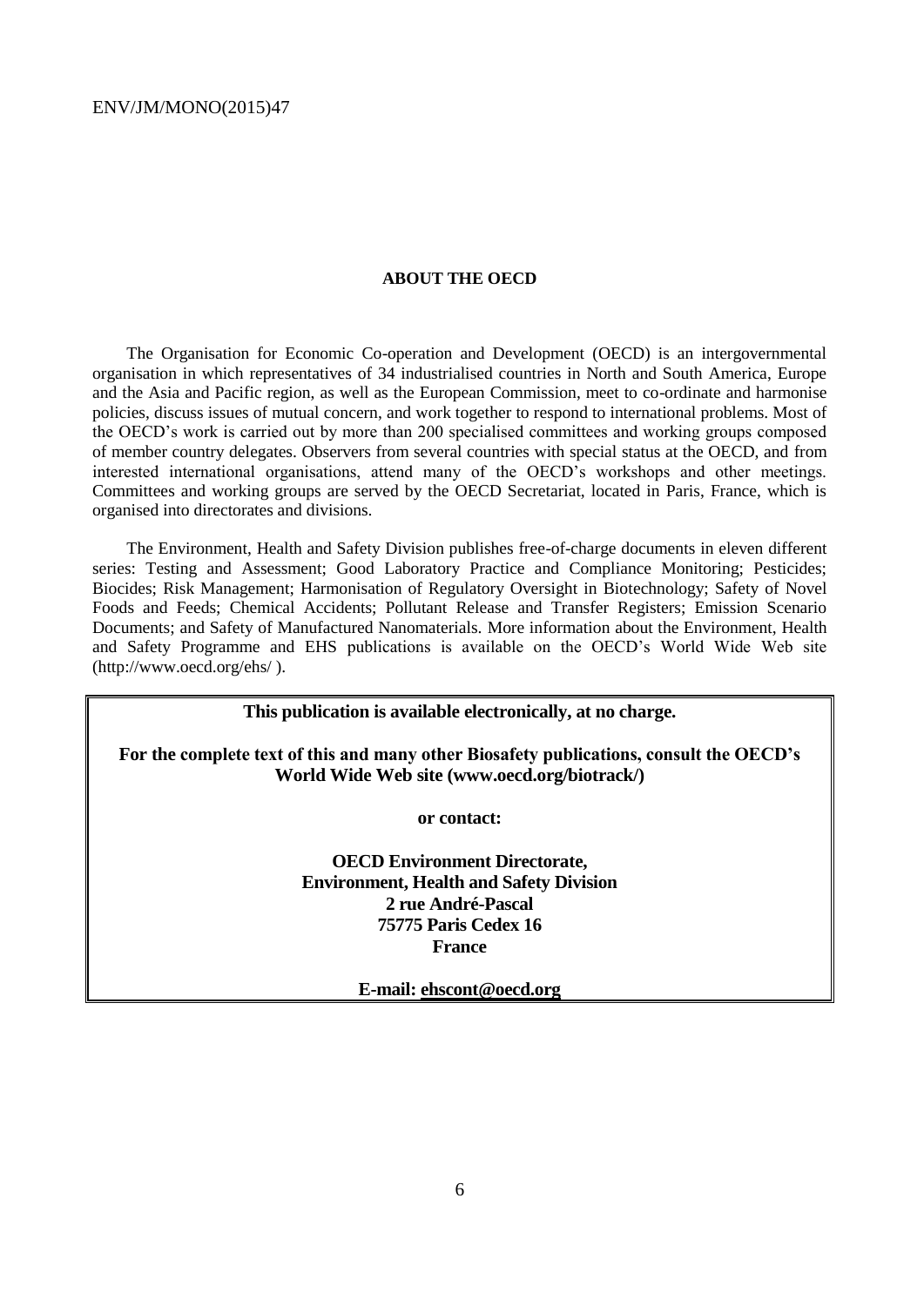## ABOUT THE OECD

The Organisation for Economic Co-operation and Development (OECD) is an intergovernmental organisation in which representatives of 34 industrialised countries in North and South America, Europe and the Asia and Pacific region, as well as the European Commission, meet to co-ordinate and harmonise policies, discuss issues of mutual concern, and work together to respond to international problems. Most of the OECD's work is carried out by more than 200 specialised committees and working groups composed of member country delegates. Observers from several countries with special status at the OECD, and from interested international organisations, attend many of the OECD's workshops and other meetings. Committees and working groups are served by the OECD Secretariat, located in Paris, France, which is organised into directorates and divisions.

The Environment, Health and Safety Division publishes free-of-charge documents in eleven different series: Testing and Assessment; Good Laboratory Practice and Compliance Monitoring; Pesticides; Biocides; Risk Management; Harmonisation of Regulatory Oversight in Biotechnology; Safety of Novel Foods and Feeds; Chemical Accidents; Pollutant Release and Transfer Registers; Emission Scenario Documents; and Safety of Manufactured Nanomaterials. More information about the Environment, Health and Safety Programme and EHS publications is available on the OECD's World Wide Web site (http://www.oecd.org/ehs/ ).

**This publication is available electronically, at no charge.**

**For the complete text of this and many other Biosafety publications, consult the OECD's World Wide Web site (www.oecd.org/biotrack/)**

**or contact:**

**OECD Environment Directorate,**
**Environment, Health and Safety Division**
**2 rue André-Pascal**
**75775 Paris Cedex 16**
**France**

**E-mail: ehscont@oecd.org**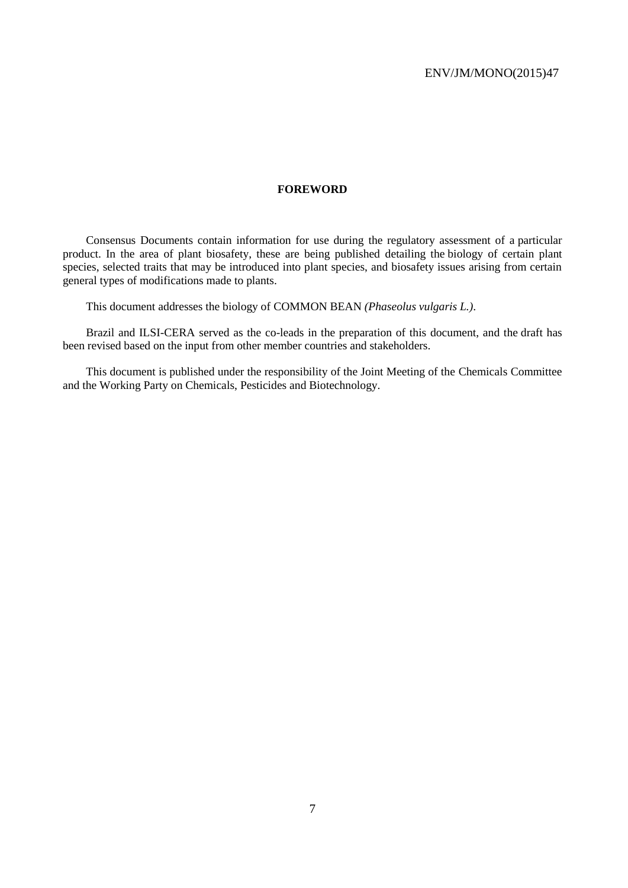# FOREWORD

Consensus Documents contain information for use during the regulatory assessment of a particular product. In the area of plant biosafety, these are being published detailing the biology of certain plant species, selected traits that may be introduced into plant species, and biosafety issues arising from certain general types of modifications made to plants.

This document addresses the biology of COMMON BEAN *(Phaseolus vulgaris L.)*.

Brazil and ILSI-CERA served as the co-leads in the preparation of this document, and the draft has been revised based on the input from other member countries and stakeholders.

This document is published under the responsibility of the Joint Meeting of the Chemicals Committee and the Working Party on Chemicals, Pesticides and Biotechnology.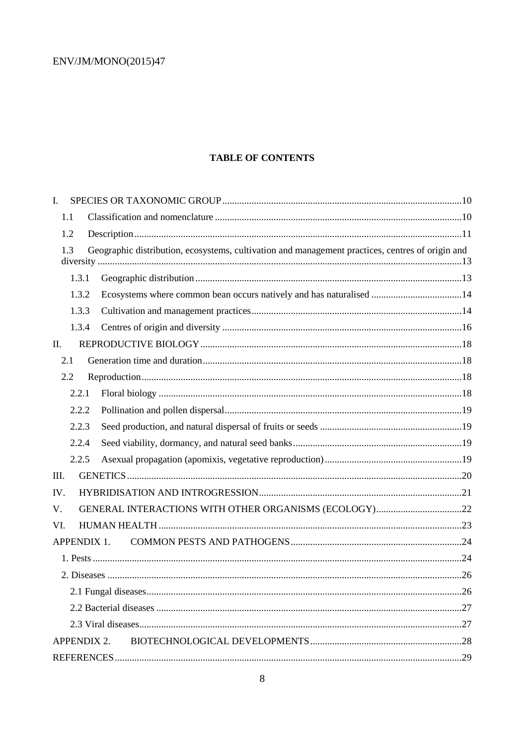# TABLE OF CONTENTS

I. SPECIES OR TAXONOMIC GROUP ....10
- 1.1 Classification and nomenclature ....10
- 1.2 Description ....11
- 1.3 Geographic distribution, ecosystems, cultivation and management practices, centres of origin and diversity ....13
  - 1.3.1 Geographic distribution ....13
  - 1.3.2 Ecosystems where common bean occurs natively and has naturalised ....14
  - 1.3.3 Cultivation and management practices ....14
  - 1.3.4 Centres of origin and diversity ....16

II. REPRODUCTIVE BIOLOGY ....18
- 2.1 Generation time and duration ....18
- 2.2 Reproduction ....18
  - 2.2.1 Floral biology ....18
  - 2.2.2 Pollination and pollen dispersal ....19
  - 2.2.3 Seed production, and natural dispersal of fruits or seeds ....19
  - 2.2.4 Seed viability, dormancy, and natural seed banks ....19
  - 2.2.5 Asexual propagation (apomixis, vegetative reproduction) ....19

III. GENETICS ....20

IV. HYBRIDISATION AND INTROGRESSION ....21

V. GENERAL INTERACTIONS WITH OTHER ORGANISMS (ECOLOGY) ....22

VI. HUMAN HEALTH ....23

APPENDIX 1. COMMON PESTS AND PATHOGENS ....24
- 1. Pests ....24
- 2. Diseases ....26
  - 2.1 Fungal diseases ....26
  - 2.2 Bacterial diseases ....27
  - 2.3 Viral diseases ....27

APPENDIX 2. BIOTECHNOLOGICAL DEVELOPMENTS ....28

REFERENCES ....29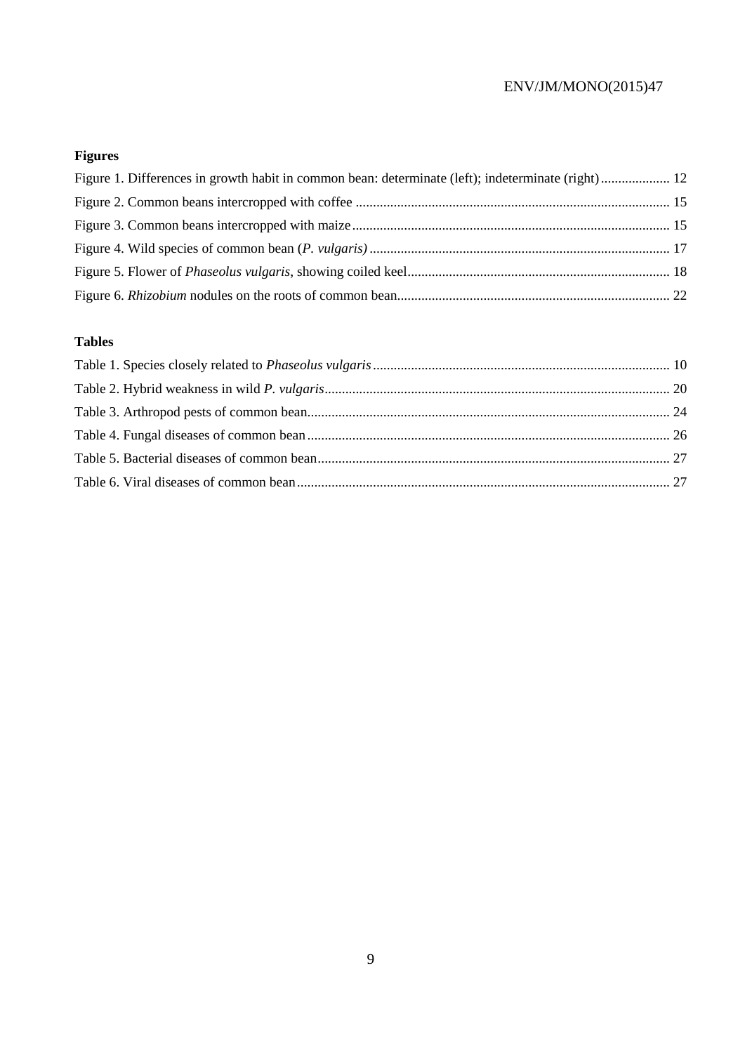**Figures**

Figure 1. Differences in growth habit in common bean: determinate (left); indeterminate (right) .................... 12
Figure 2. Common beans intercropped with coffee .......................................................................................... 15
Figure 3. Common beans intercropped with maize ........................................................................................... 15
Figure 4. Wild species of common bean (*P. vulgaris)* ...................................................................................... 17
Figure 5. Flower of *Phaseolus vulgaris*, showing coiled keel ........................................................................... 18
Figure 6. *Rhizobium* nodules on the roots of common bean .............................................................................. 22

**Tables**

Table 1. Species closely related to *Phaseolus vulgaris* ..................................................................................... 10
Table 2. Hybrid weakness in wild *P. vulgaris* .................................................................................................... 20
Table 3. Arthropod pests of common bean ........................................................................................................ 24
Table 4. Fungal diseases of common bean ......................................................................................................... 26
Table 5. Bacterial diseases of common bean ...................................................................................................... 27
Table 6. Viral diseases of common bean ............................................................................................................ 27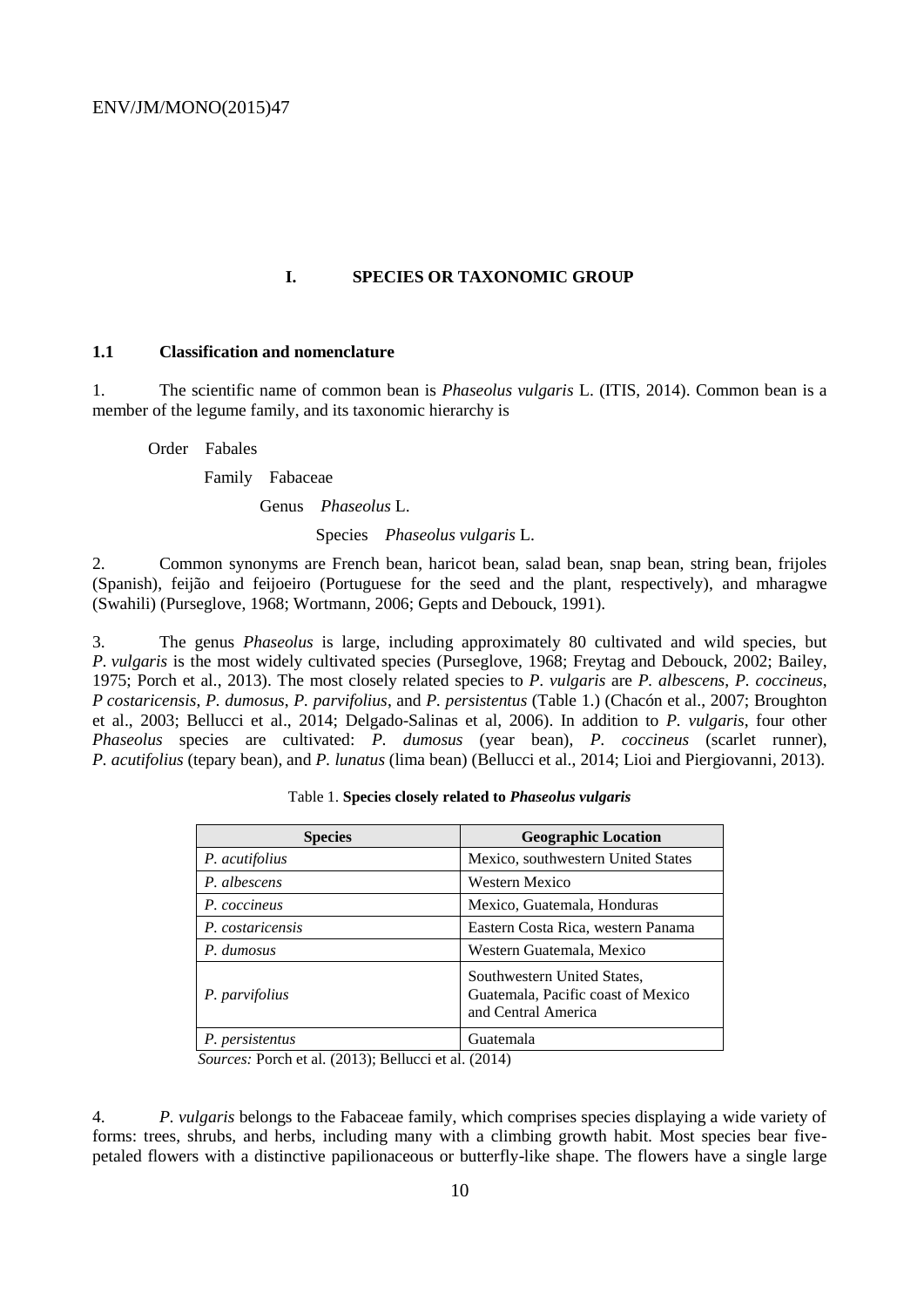# I. SPECIES OR TAXONOMIC GROUP

## 1.1 Classification and nomenclature

1. The scientific name of common bean is *Phaseolus vulgaris* L. (ITIS, 2014). Common bean is a member of the legume family, and its taxonomic hierarchy is

Order Fabales

Family Fabaceae

Genus *Phaseolus* L.

Species *Phaseolus vulgaris* L.

2. Common synonyms are French bean, haricot bean, salad bean, snap bean, string bean, frijoles (Spanish), feijão and feijoeiro (Portuguese for the seed and the plant, respectively), and mharagwe (Swahili) (Purseglove, 1968; Wortmann, 2006; Gepts and Debouck, 1991).

3. The genus *Phaseolus* is large, including approximately 80 cultivated and wild species, but *P. vulgaris* is the most widely cultivated species (Purseglove, 1968; Freytag and Debouck, 2002; Bailey, 1975; Porch et al., 2013). The most closely related species to *P. vulgaris* are *P. albescens*, *P. coccineus*, *P costaricensis*, *P. dumosus*, *P. parvifolius*, and *P. persistentus* (Table 1.) (Chacón et al., 2007; Broughton et al., 2003; Bellucci et al., 2014; Delgado-Salinas et al, 2006). In addition to *P. vulgaris*, four other *Phaseolus* species are cultivated: *P. dumosus* (year bean), *P. coccineus* (scarlet runner), *P. acutifolius* (tepary bean), and *P. lunatus* (lima bean) (Bellucci et al., 2014; Lioi and Piergiovanni, 2013).

Table 1. **Species closely related to *Phaseolus vulgaris***

| Species | Geographic Location |
|---|---|
| *P. acutifolius* | Mexico, southwestern United States |
| *P. albescens* | Western Mexico |
| *P. coccineus* | Mexico, Guatemala, Honduras |
| *P. costaricensis* | Eastern Costa Rica, western Panama |
| *P. dumosus* | Western Guatemala, Mexico |
| *P. parvifolius* | Southwestern United States, Guatemala, Pacific coast of Mexico and Central America |
| *P. persistentus* | Guatemala |

*Sources:* Porch et al. (2013); Bellucci et al. (2014)

4. *P. vulgaris* belongs to the Fabaceae family, which comprises species displaying a wide variety of forms: trees, shrubs, and herbs, including many with a climbing growth habit. Most species bear five-petaled flowers with a distinctive papilionaceous or butterfly-like shape. The flowers have a single large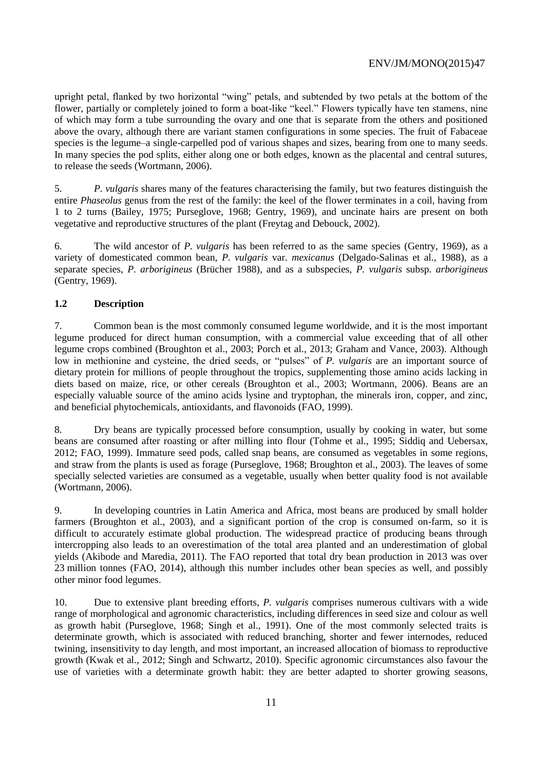upright petal, flanked by two horizontal "wing" petals, and subtended by two petals at the bottom of the flower, partially or completely joined to form a boat-like "keel." Flowers typically have ten stamens, nine of which may form a tube surrounding the ovary and one that is separate from the others and positioned above the ovary, although there are variant stamen configurations in some species. The fruit of Fabaceae species is the legume–a single-carpelled pod of various shapes and sizes, bearing from one to many seeds. In many species the pod splits, either along one or both edges, known as the placental and central sutures, to release the seeds (Wortmann, 2006).

5. *P. vulgaris* shares many of the features characterising the family, but two features distinguish the entire *Phaseolus* genus from the rest of the family: the keel of the flower terminates in a coil, having from 1 to 2 turns (Bailey, 1975; Purseglove, 1968; Gentry, 1969), and uncinate hairs are present on both vegetative and reproductive structures of the plant (Freytag and Debouck, 2002).

6. The wild ancestor of *P. vulgaris* has been referred to as the same species (Gentry, 1969), as a variety of domesticated common bean, *P. vulgaris* var. *mexicanus* (Delgado-Salinas et al., 1988), as a separate species, *P. arborigineus* (Brücher 1988), and as a subspecies, *P. vulgaris* subsp. *arborigineus* (Gentry, 1969).

### 1.2 Description

7. Common bean is the most commonly consumed legume worldwide, and it is the most important legume produced for direct human consumption, with a commercial value exceeding that of all other legume crops combined (Broughton et al., 2003; Porch et al., 2013; Graham and Vance, 2003). Although low in methionine and cysteine, the dried seeds, or "pulses" of *P. vulgaris* are an important source of dietary protein for millions of people throughout the tropics, supplementing those amino acids lacking in diets based on maize, rice, or other cereals (Broughton et al., 2003; Wortmann, 2006). Beans are an especially valuable source of the amino acids lysine and tryptophan, the minerals iron, copper, and zinc, and beneficial phytochemicals, antioxidants, and flavonoids (FAO, 1999).

8. Dry beans are typically processed before consumption, usually by cooking in water, but some beans are consumed after roasting or after milling into flour (Tohme et al., 1995; Siddiq and Uebersax, 2012; FAO, 1999). Immature seed pods, called snap beans, are consumed as vegetables in some regions, and straw from the plants is used as forage (Purseglove, 1968; Broughton et al., 2003). The leaves of some specially selected varieties are consumed as a vegetable, usually when better quality food is not available (Wortmann, 2006).

9. In developing countries in Latin America and Africa, most beans are produced by small holder farmers (Broughton et al., 2003), and a significant portion of the crop is consumed on-farm, so it is difficult to accurately estimate global production. The widespread practice of producing beans through intercropping also leads to an overestimation of the total area planted and an underestimation of global yields (Akibode and Maredia, 2011). The FAO reported that total dry bean production in 2013 was over 23 million tonnes (FAO, 2014), although this number includes other bean species as well, and possibly other minor food legumes.

10. Due to extensive plant breeding efforts, *P. vulgaris* comprises numerous cultivars with a wide range of morphological and agronomic characteristics, including differences in seed size and colour as well as growth habit (Purseglove, 1968; Singh et al., 1991). One of the most commonly selected traits is determinate growth, which is associated with reduced branching, shorter and fewer internodes, reduced twining, insensitivity to day length, and most important, an increased allocation of biomass to reproductive growth (Kwak et al., 2012; Singh and Schwartz, 2010). Specific agronomic circumstances also favour the use of varieties with a determinate growth habit: they are better adapted to shorter growing seasons,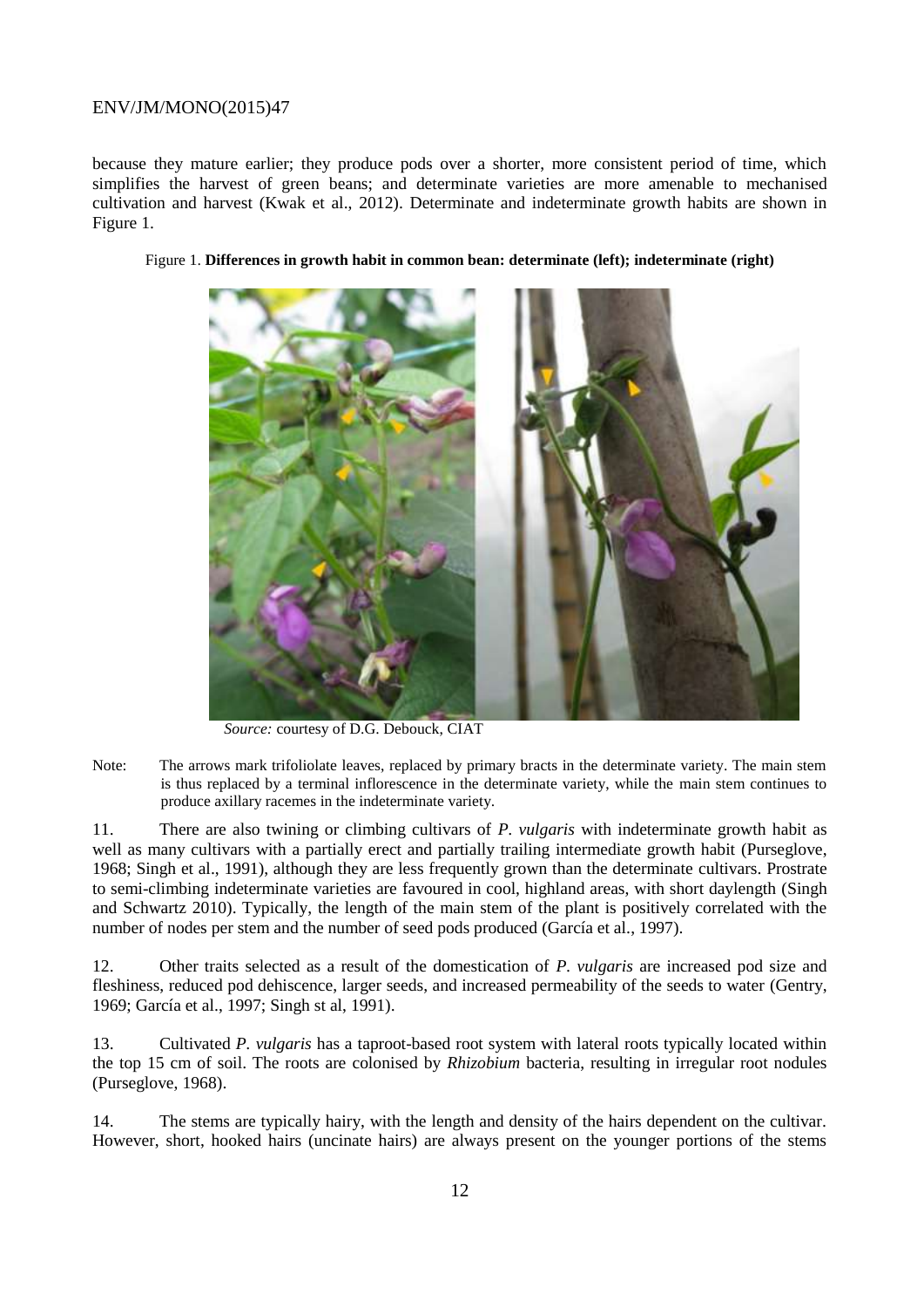because they mature earlier; they produce pods over a shorter, more consistent period of time, which simplifies the harvest of green beans; and determinate varieties are more amenable to mechanised cultivation and harvest (Kwak et al., 2012). Determinate and indeterminate growth habits are shown in Figure 1.

Figure 1. **Differences in growth habit in common bean: determinate (left); indeterminate (right)**

*Source:* courtesy of D.G. Debouck, CIAT

Note: The arrows mark trifoliolate leaves, replaced by primary bracts in the determinate variety. The main stem is thus replaced by a terminal inflorescence in the determinate variety, while the main stem continues to produce axillary racemes in the indeterminate variety.

11. There are also twining or climbing cultivars of *P. vulgaris* with indeterminate growth habit as well as many cultivars with a partially erect and partially trailing intermediate growth habit (Purseglove, 1968; Singh et al., 1991), although they are less frequently grown than the determinate cultivars. Prostrate to semi-climbing indeterminate varieties are favoured in cool, highland areas, with short daylength (Singh and Schwartz 2010). Typically, the length of the main stem of the plant is positively correlated with the number of nodes per stem and the number of seed pods produced (García et al., 1997).

12. Other traits selected as a result of the domestication of *P. vulgaris* are increased pod size and fleshiness, reduced pod dehiscence, larger seeds, and increased permeability of the seeds to water (Gentry, 1969; García et al., 1997; Singh st al, 1991).

13. Cultivated *P. vulgaris* has a taproot-based root system with lateral roots typically located within the top 15 cm of soil. The roots are colonised by *Rhizobium* bacteria, resulting in irregular root nodules (Purseglove, 1968).

14. The stems are typically hairy, with the length and density of the hairs dependent on the cultivar. However, short, hooked hairs (uncinate hairs) are always present on the younger portions of the stems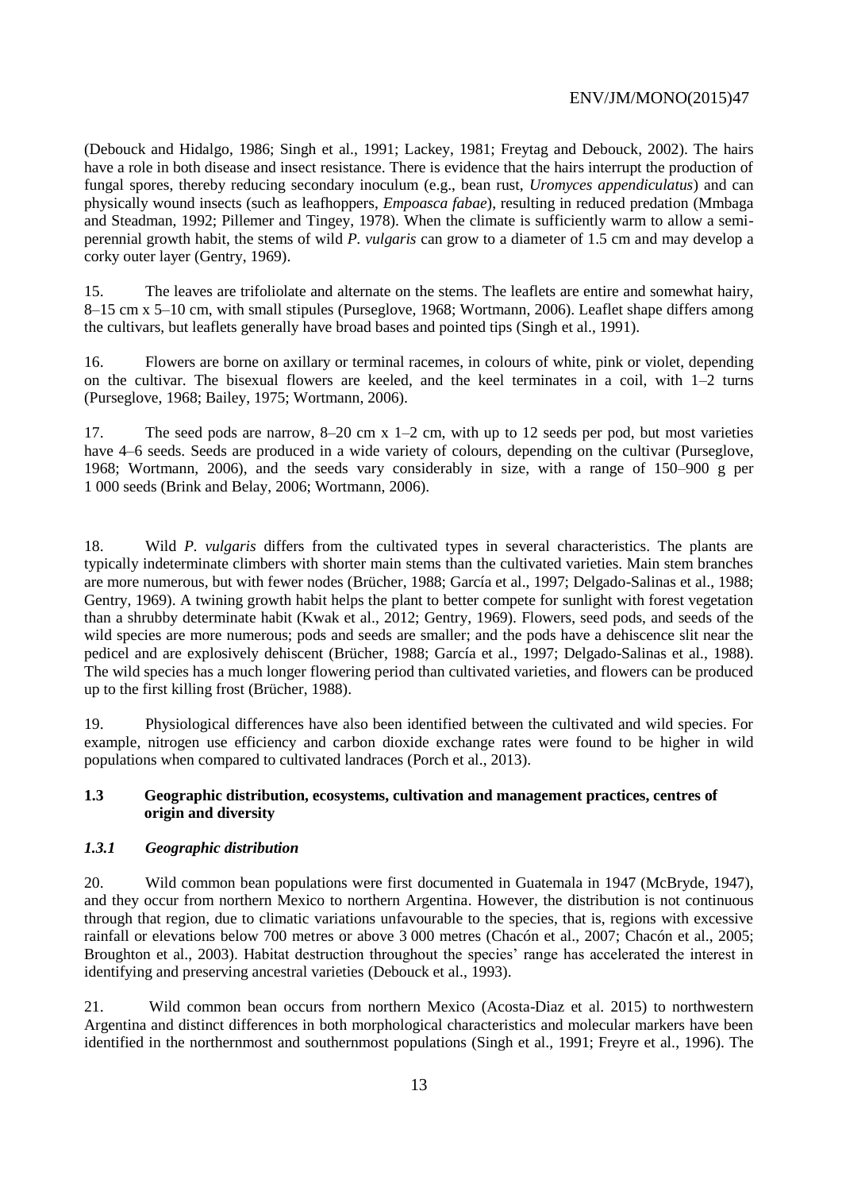(Debouck and Hidalgo, 1986; Singh et al., 1991; Lackey, 1981; Freytag and Debouck, 2002). The hairs have a role in both disease and insect resistance. There is evidence that the hairs interrupt the production of fungal spores, thereby reducing secondary inoculum (e.g., bean rust, *Uromyces appendiculatus*) and can physically wound insects (such as leafhoppers, *Empoasca fabae*), resulting in reduced predation (Mmbaga and Steadman, 1992; Pillemer and Tingey, 1978). When the climate is sufficiently warm to allow a semi-perennial growth habit, the stems of wild *P. vulgaris* can grow to a diameter of 1.5 cm and may develop a corky outer layer (Gentry, 1969).

15. The leaves are trifoliolate and alternate on the stems. The leaflets are entire and somewhat hairy, 8–15 cm x 5–10 cm, with small stipules (Purseglove, 1968; Wortmann, 2006). Leaflet shape differs among the cultivars, but leaflets generally have broad bases and pointed tips (Singh et al., 1991).

16. Flowers are borne on axillary or terminal racemes, in colours of white, pink or violet, depending on the cultivar. The bisexual flowers are keeled, and the keel terminates in a coil, with 1–2 turns (Purseglove, 1968; Bailey, 1975; Wortmann, 2006).

17. The seed pods are narrow, 8–20 cm x 1–2 cm, with up to 12 seeds per pod, but most varieties have 4–6 seeds. Seeds are produced in a wide variety of colours, depending on the cultivar (Purseglove, 1968; Wortmann, 2006), and the seeds vary considerably in size, with a range of 150–900 g per 1 000 seeds (Brink and Belay, 2006; Wortmann, 2006).

18. Wild *P. vulgaris* differs from the cultivated types in several characteristics. The plants are typically indeterminate climbers with shorter main stems than the cultivated varieties. Main stem branches are more numerous, but with fewer nodes (Brücher, 1988; García et al., 1997; Delgado-Salinas et al., 1988; Gentry, 1969). A twining growth habit helps the plant to better compete for sunlight with forest vegetation than a shrubby determinate habit (Kwak et al., 2012; Gentry, 1969). Flowers, seed pods, and seeds of the wild species are more numerous; pods and seeds are smaller; and the pods have a dehiscence slit near the pedicel and are explosively dehiscent (Brücher, 1988; García et al., 1997; Delgado-Salinas et al., 1988). The wild species has a much longer flowering period than cultivated varieties, and flowers can be produced up to the first killing frost (Brücher, 1988).

19. Physiological differences have also been identified between the cultivated and wild species. For example, nitrogen use efficiency and carbon dioxide exchange rates were found to be higher in wild populations when compared to cultivated landraces (Porch et al., 2013).

## 1.3 Geographic distribution, ecosystems, cultivation and management practices, centres of origin and diversity

### *1.3.1 Geographic distribution*

20. Wild common bean populations were first documented in Guatemala in 1947 (McBryde, 1947), and they occur from northern Mexico to northern Argentina. However, the distribution is not continuous through that region, due to climatic variations unfavourable to the species, that is, regions with excessive rainfall or elevations below 700 metres or above 3 000 metres (Chacón et al., 2007; Chacón et al., 2005; Broughton et al., 2003). Habitat destruction throughout the species' range has accelerated the interest in identifying and preserving ancestral varieties (Debouck et al., 1993).

21. Wild common bean occurs from northern Mexico (Acosta-Diaz et al. 2015) to northwestern Argentina and distinct differences in both morphological characteristics and molecular markers have been identified in the northernmost and southernmost populations (Singh et al., 1991; Freyre et al., 1996). The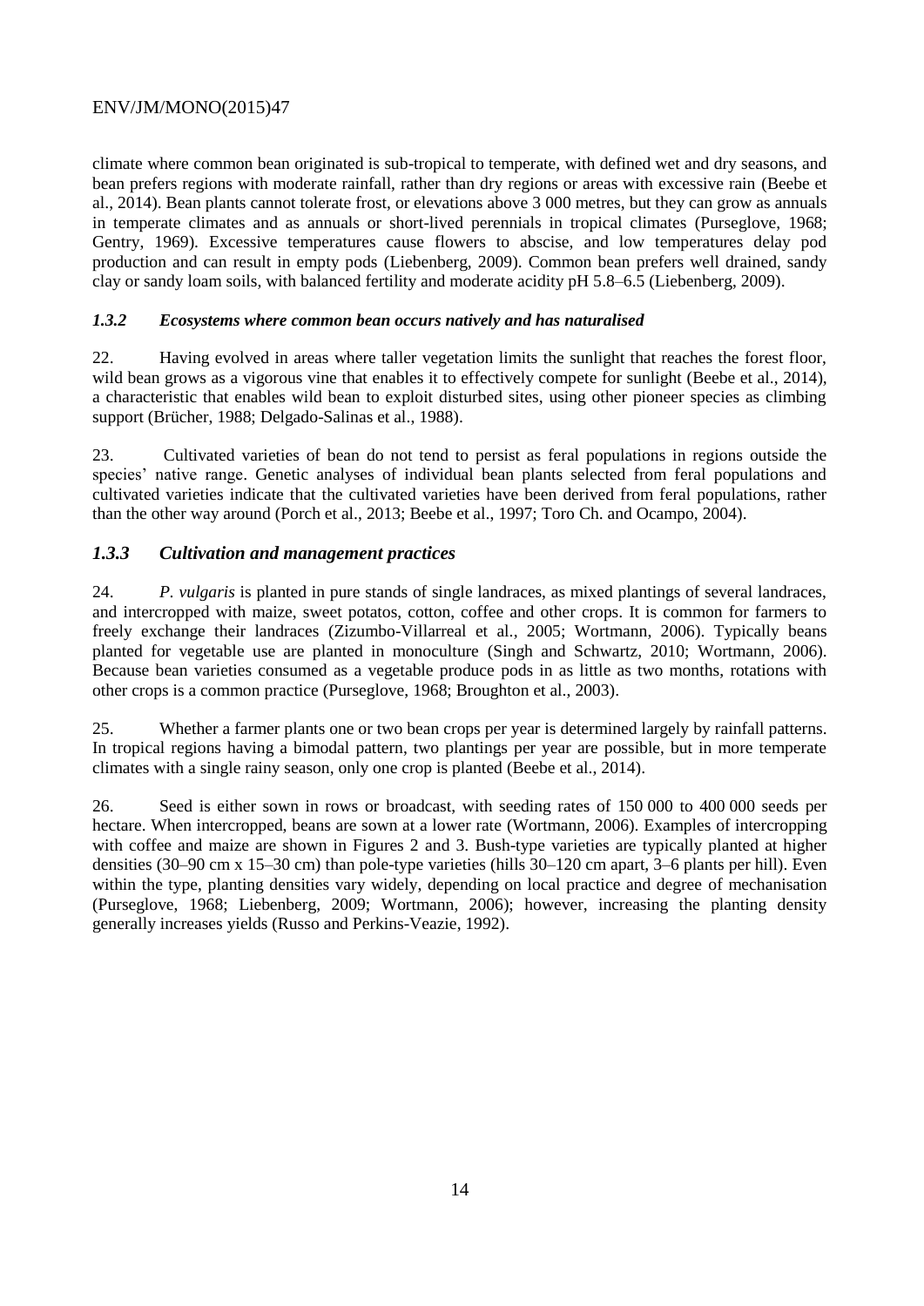climate where common bean originated is sub-tropical to temperate, with defined wet and dry seasons, and bean prefers regions with moderate rainfall, rather than dry regions or areas with excessive rain (Beebe et al., 2014). Bean plants cannot tolerate frost, or elevations above 3 000 metres, but they can grow as annuals in temperate climates and as annuals or short-lived perennials in tropical climates (Purseglove, 1968; Gentry, 1969). Excessive temperatures cause flowers to abscise, and low temperatures delay pod production and can result in empty pods (Liebenberg, 2009). Common bean prefers well drained, sandy clay or sandy loam soils, with balanced fertility and moderate acidity pH 5.8–6.5 (Liebenberg, 2009).

### *1.3.2 Ecosystems where common bean occurs natively and has naturalised*

22. Having evolved in areas where taller vegetation limits the sunlight that reaches the forest floor, wild bean grows as a vigorous vine that enables it to effectively compete for sunlight (Beebe et al., 2014), a characteristic that enables wild bean to exploit disturbed sites, using other pioneer species as climbing support (Brücher, 1988; Delgado-Salinas et al., 1988).

23. Cultivated varieties of bean do not tend to persist as feral populations in regions outside the species' native range. Genetic analyses of individual bean plants selected from feral populations and cultivated varieties indicate that the cultivated varieties have been derived from feral populations, rather than the other way around (Porch et al., 2013; Beebe et al., 1997; Toro Ch. and Ocampo, 2004).

### *1.3.3 Cultivation and management practices*

24. *P. vulgaris* is planted in pure stands of single landraces, as mixed plantings of several landraces, and intercropped with maize, sweet potatos, cotton, coffee and other crops. It is common for farmers to freely exchange their landraces (Zizumbo-Villarreal et al., 2005; Wortmann, 2006). Typically beans planted for vegetable use are planted in monoculture (Singh and Schwartz, 2010; Wortmann, 2006). Because bean varieties consumed as a vegetable produce pods in as little as two months, rotations with other crops is a common practice (Purseglove, 1968; Broughton et al., 2003).

25. Whether a farmer plants one or two bean crops per year is determined largely by rainfall patterns. In tropical regions having a bimodal pattern, two plantings per year are possible, but in more temperate climates with a single rainy season, only one crop is planted (Beebe et al., 2014).

26. Seed is either sown in rows or broadcast, with seeding rates of 150 000 to 400 000 seeds per hectare. When intercropped, beans are sown at a lower rate (Wortmann, 2006). Examples of intercropping with coffee and maize are shown in Figures 2 and 3. Bush-type varieties are typically planted at higher densities (30–90 cm x 15–30 cm) than pole-type varieties (hills 30–120 cm apart, 3–6 plants per hill). Even within the type, planting densities vary widely, depending on local practice and degree of mechanisation (Purseglove, 1968; Liebenberg, 2009; Wortmann, 2006); however, increasing the planting density generally increases yields (Russo and Perkins-Veazie, 1992).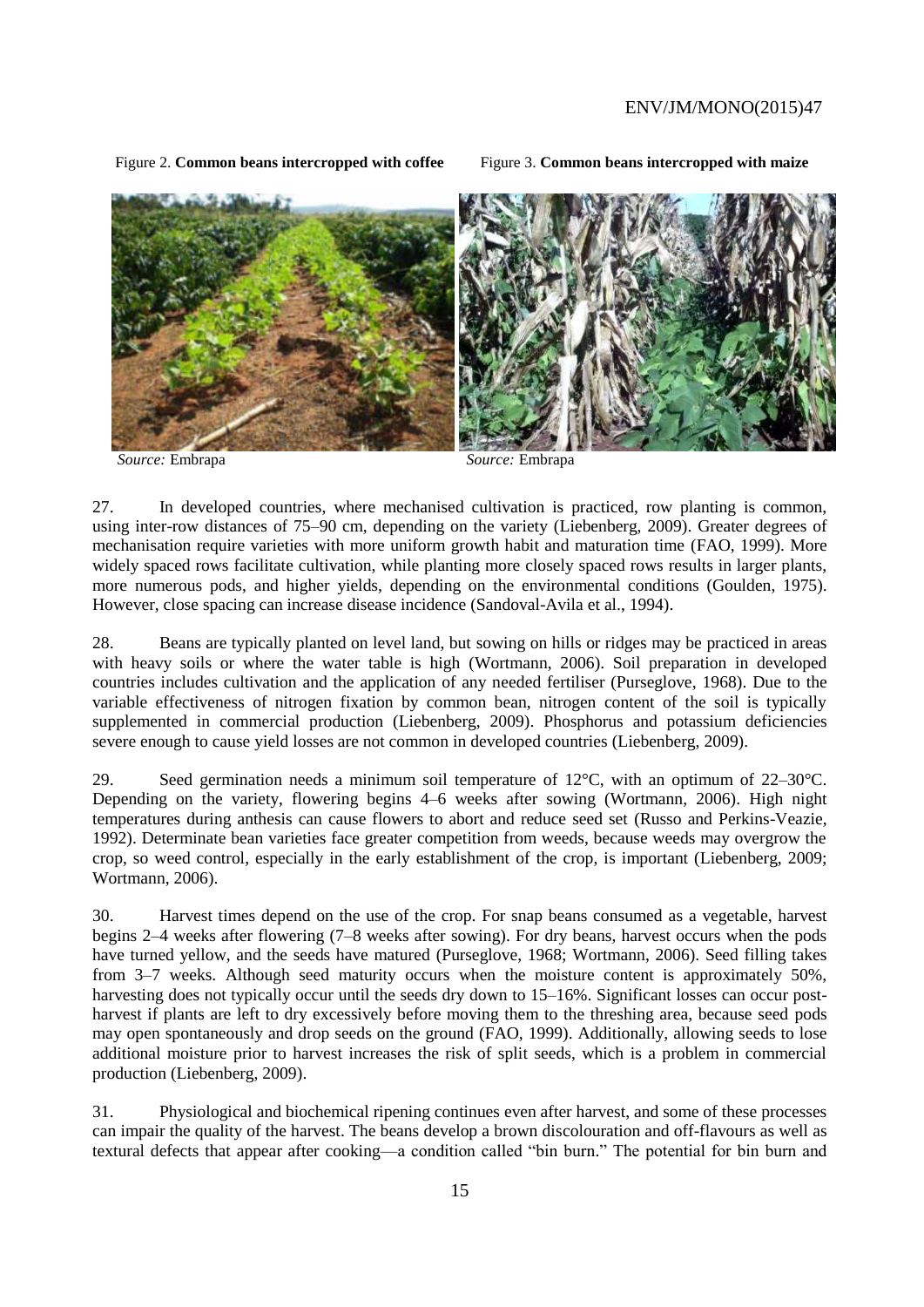Figure 2. **Common beans intercropped with coffee**

*Source:* Embrapa

Figure 3. **Common beans intercropped with maize**

*Source:* Embrapa

27. In developed countries, where mechanised cultivation is practiced, row planting is common, using inter-row distances of 75–90 cm, depending on the variety (Liebenberg, 2009). Greater degrees of mechanisation require varieties with more uniform growth habit and maturation time (FAO, 1999). More widely spaced rows facilitate cultivation, while planting more closely spaced rows results in larger plants, more numerous pods, and higher yields, depending on the environmental conditions (Goulden, 1975). However, close spacing can increase disease incidence (Sandoval-Avila et al., 1994).

28. Beans are typically planted on level land, but sowing on hills or ridges may be practiced in areas with heavy soils or where the water table is high (Wortmann, 2006). Soil preparation in developed countries includes cultivation and the application of any needed fertiliser (Purseglove, 1968). Due to the variable effectiveness of nitrogen fixation by common bean, nitrogen content of the soil is typically supplemented in commercial production (Liebenberg, 2009). Phosphorus and potassium deficiencies severe enough to cause yield losses are not common in developed countries (Liebenberg, 2009).

29. Seed germination needs a minimum soil temperature of 12°C, with an optimum of 22–30°C. Depending on the variety, flowering begins 4–6 weeks after sowing (Wortmann, 2006). High night temperatures during anthesis can cause flowers to abort and reduce seed set (Russo and Perkins-Veazie, 1992). Determinate bean varieties face greater competition from weeds, because weeds may overgrow the crop, so weed control, especially in the early establishment of the crop, is important (Liebenberg, 2009; Wortmann, 2006).

30. Harvest times depend on the use of the crop. For snap beans consumed as a vegetable, harvest begins 2–4 weeks after flowering (7–8 weeks after sowing). For dry beans, harvest occurs when the pods have turned yellow, and the seeds have matured (Purseglove, 1968; Wortmann, 2006). Seed filling takes from 3–7 weeks. Although seed maturity occurs when the moisture content is approximately 50%, harvesting does not typically occur until the seeds dry down to 15–16%. Significant losses can occur post-harvest if plants are left to dry excessively before moving them to the threshing area, because seed pods may open spontaneously and drop seeds on the ground (FAO, 1999). Additionally, allowing seeds to lose additional moisture prior to harvest increases the risk of split seeds, which is a problem in commercial production (Liebenberg, 2009).

31. Physiological and biochemical ripening continues even after harvest, and some of these processes can impair the quality of the harvest. The beans develop a brown discolouration and off-flavours as well as textural defects that appear after cooking—a condition called "bin burn." The potential for bin burn and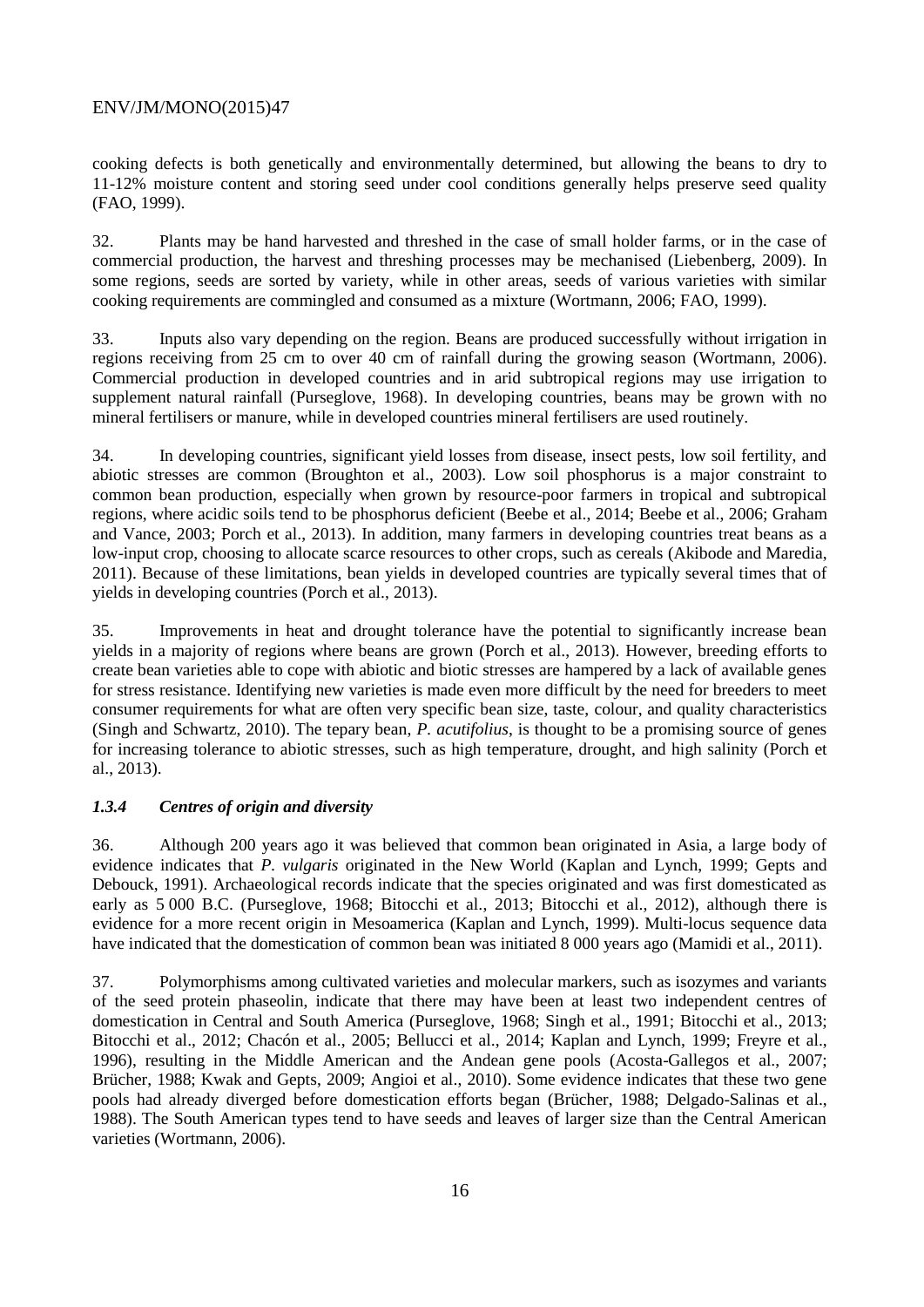cooking defects is both genetically and environmentally determined, but allowing the beans to dry to 11-12% moisture content and storing seed under cool conditions generally helps preserve seed quality (FAO, 1999).

32. Plants may be hand harvested and threshed in the case of small holder farms, or in the case of commercial production, the harvest and threshing processes may be mechanised (Liebenberg, 2009). In some regions, seeds are sorted by variety, while in other areas, seeds of various varieties with similar cooking requirements are commingled and consumed as a mixture (Wortmann, 2006; FAO, 1999).

33. Inputs also vary depending on the region. Beans are produced successfully without irrigation in regions receiving from 25 cm to over 40 cm of rainfall during the growing season (Wortmann, 2006). Commercial production in developed countries and in arid subtropical regions may use irrigation to supplement natural rainfall (Purseglove, 1968). In developing countries, beans may be grown with no mineral fertilisers or manure, while in developed countries mineral fertilisers are used routinely.

34. In developing countries, significant yield losses from disease, insect pests, low soil fertility, and abiotic stresses are common (Broughton et al., 2003). Low soil phosphorus is a major constraint to common bean production, especially when grown by resource-poor farmers in tropical and subtropical regions, where acidic soils tend to be phosphorus deficient (Beebe et al., 2014; Beebe et al., 2006; Graham and Vance, 2003; Porch et al., 2013). In addition, many farmers in developing countries treat beans as a low-input crop, choosing to allocate scarce resources to other crops, such as cereals (Akibode and Maredia, 2011). Because of these limitations, bean yields in developed countries are typically several times that of yields in developing countries (Porch et al., 2013).

35. Improvements in heat and drought tolerance have the potential to significantly increase bean yields in a majority of regions where beans are grown (Porch et al., 2013). However, breeding efforts to create bean varieties able to cope with abiotic and biotic stresses are hampered by a lack of available genes for stress resistance. Identifying new varieties is made even more difficult by the need for breeders to meet consumer requirements for what are often very specific bean size, taste, colour, and quality characteristics (Singh and Schwartz, 2010). The tepary bean, *P. acutifolius*, is thought to be a promising source of genes for increasing tolerance to abiotic stresses, such as high temperature, drought, and high salinity (Porch et al., 2013).

### *1.3.4 Centres of origin and diversity*

36. Although 200 years ago it was believed that common bean originated in Asia, a large body of evidence indicates that *P. vulgaris* originated in the New World (Kaplan and Lynch, 1999; Gepts and Debouck, 1991). Archaeological records indicate that the species originated and was first domesticated as early as 5 000 B.C. (Purseglove, 1968; Bitocchi et al., 2013; Bitocchi et al., 2012), although there is evidence for a more recent origin in Mesoamerica (Kaplan and Lynch, 1999). Multi-locus sequence data have indicated that the domestication of common bean was initiated 8 000 years ago (Mamidi et al., 2011).

37. Polymorphisms among cultivated varieties and molecular markers, such as isozymes and variants of the seed protein phaseolin, indicate that there may have been at least two independent centres of domestication in Central and South America (Purseglove, 1968; Singh et al., 1991; Bitocchi et al., 2013; Bitocchi et al., 2012; Chacón et al., 2005; Bellucci et al., 2014; Kaplan and Lynch, 1999; Freyre et al., 1996), resulting in the Middle American and the Andean gene pools (Acosta-Gallegos et al., 2007; Brücher, 1988; Kwak and Gepts, 2009; Angioi et al., 2010). Some evidence indicates that these two gene pools had already diverged before domestication efforts began (Brücher, 1988; Delgado-Salinas et al., 1988). The South American types tend to have seeds and leaves of larger size than the Central American varieties (Wortmann, 2006).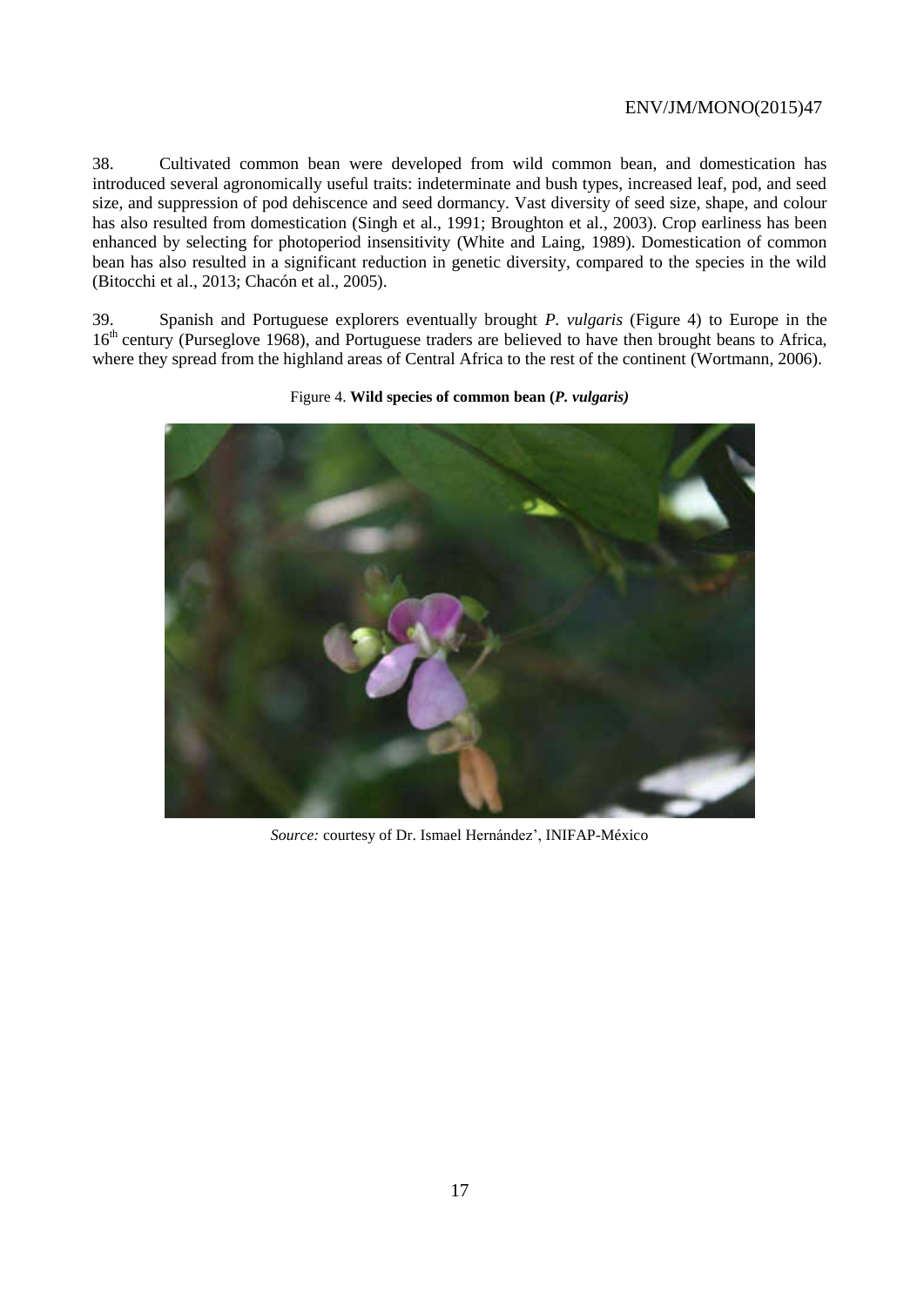38. Cultivated common bean were developed from wild common bean, and domestication has introduced several agronomically useful traits: indeterminate and bush types, increased leaf, pod, and seed size, and suppression of pod dehiscence and seed dormancy. Vast diversity of seed size, shape, and colour has also resulted from domestication (Singh et al., 1991; Broughton et al., 2003). Crop earliness has been enhanced by selecting for photoperiod insensitivity (White and Laing, 1989). Domestication of common bean has also resulted in a significant reduction in genetic diversity, compared to the species in the wild (Bitocchi et al., 2013; Chacón et al., 2005).

39. Spanish and Portuguese explorers eventually brought *P. vulgaris* (Figure 4) to Europe in the 16th century (Purseglove 1968), and Portuguese traders are believed to have then brought beans to Africa, where they spread from the highland areas of Central Africa to the rest of the continent (Wortmann, 2006).

Figure 4. **Wild species of common bean (*P. vulgaris*)**

*Source:* courtesy of Dr. Ismael Hernández', INIFAP-México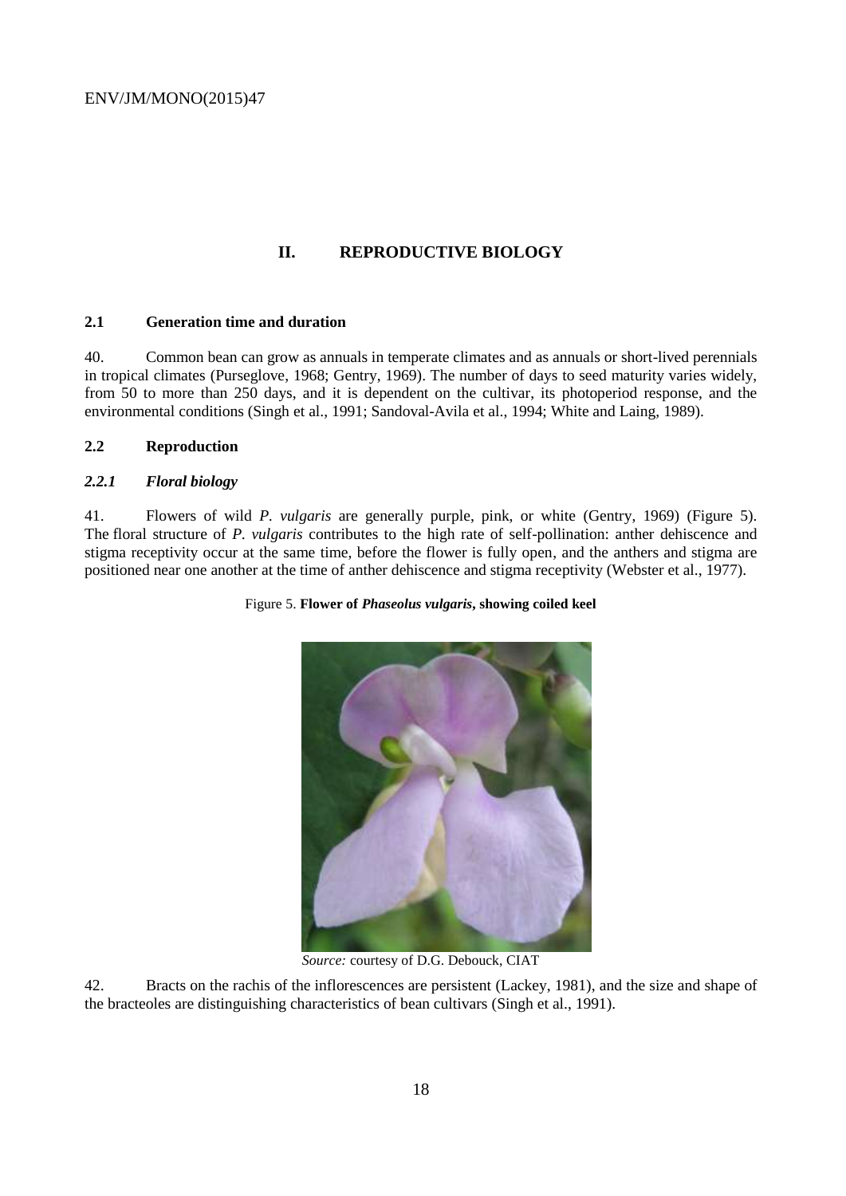# II. REPRODUCTIVE BIOLOGY

## 2.1 Generation time and duration

40. Common bean can grow as annuals in temperate climates and as annuals or short-lived perennials in tropical climates (Purseglove, 1968; Gentry, 1969). The number of days to seed maturity varies widely, from 50 to more than 250 days, and it is dependent on the cultivar, its photoperiod response, and the environmental conditions (Singh et al., 1991; Sandoval-Avila et al., 1994; White and Laing, 1989).

## 2.2 Reproduction

### *2.2.1 Floral biology*

41. Flowers of wild *P. vulgaris* are generally purple, pink, or white (Gentry, 1969) (Figure 5). The floral structure of *P. vulgaris* contributes to the high rate of self-pollination: anther dehiscence and stigma receptivity occur at the same time, before the flower is fully open, and the anthers and stigma are positioned near one another at the time of anther dehiscence and stigma receptivity (Webster et al., 1977).

Figure 5. **Flower of *Phaseolus vulgaris*, showing coiled keel**

*Source:* courtesy of D.G. Debouck, CIAT

42. Bracts on the rachis of the inflorescences are persistent (Lackey, 1981), and the size and shape of the bracteoles are distinguishing characteristics of bean cultivars (Singh et al., 1991).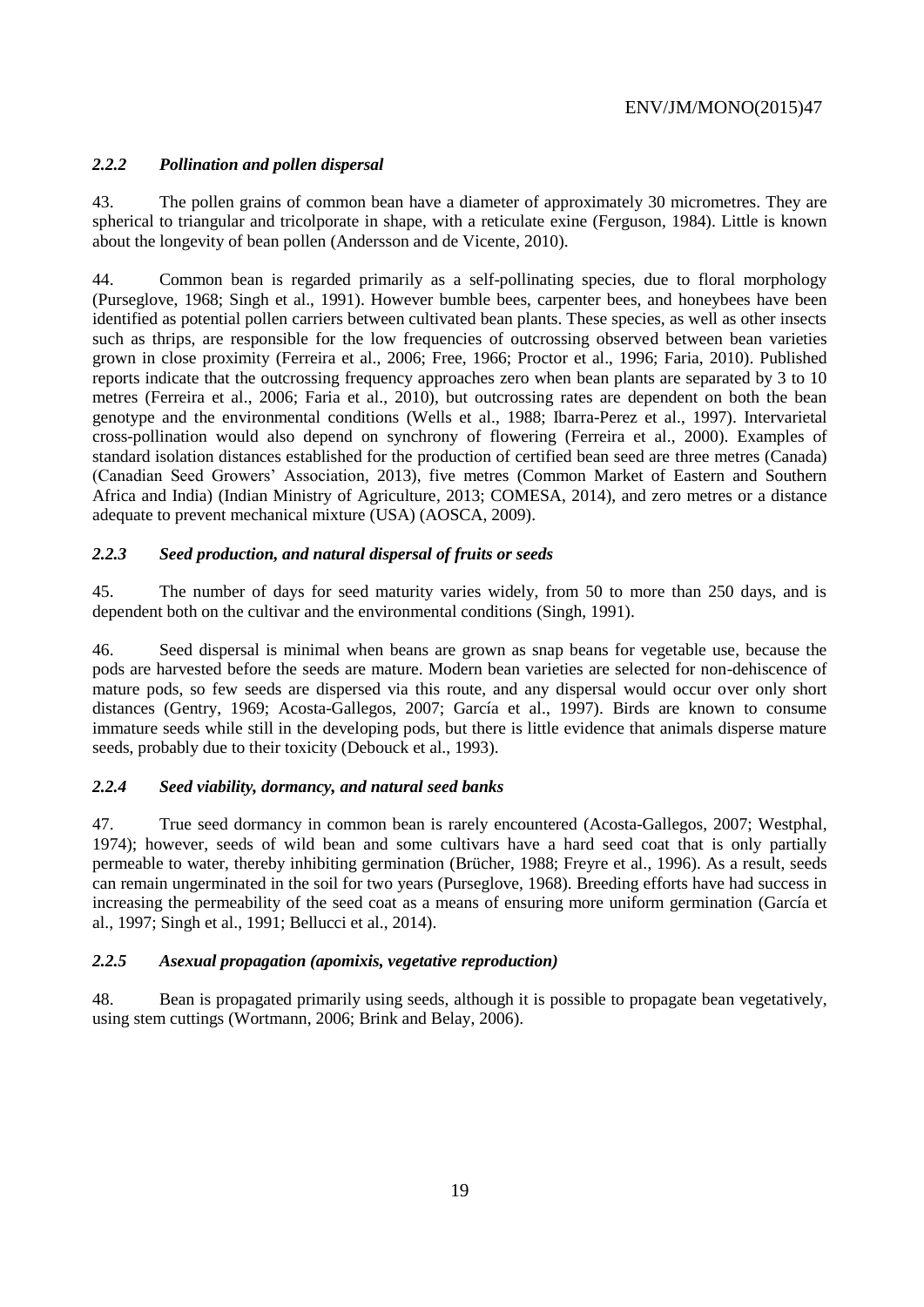### *2.2.2 Pollination and pollen dispersal*

43. The pollen grains of common bean have a diameter of approximately 30 micrometres. They are spherical to triangular and tricolporate in shape, with a reticulate exine (Ferguson, 1984). Little is known about the longevity of bean pollen (Andersson and de Vicente, 2010).

44. Common bean is regarded primarily as a self-pollinating species, due to floral morphology (Purseglove, 1968; Singh et al., 1991). However bumble bees, carpenter bees, and honeybees have been identified as potential pollen carriers between cultivated bean plants. These species, as well as other insects such as thrips, are responsible for the low frequencies of outcrossing observed between bean varieties grown in close proximity (Ferreira et al., 2006; Free, 1966; Proctor et al., 1996; Faria, 2010). Published reports indicate that the outcrossing frequency approaches zero when bean plants are separated by 3 to 10 metres (Ferreira et al., 2006; Faria et al., 2010), but outcrossing rates are dependent on both the bean genotype and the environmental conditions (Wells et al., 1988; Ibarra-Perez et al., 1997). Intervarietal cross-pollination would also depend on synchrony of flowering (Ferreira et al., 2000). Examples of standard isolation distances established for the production of certified bean seed are three metres (Canada) (Canadian Seed Growers' Association, 2013), five metres (Common Market of Eastern and Southern Africa and India) (Indian Ministry of Agriculture, 2013; COMESA, 2014), and zero metres or a distance adequate to prevent mechanical mixture (USA) (AOSCA, 2009).

### *2.2.3 Seed production, and natural dispersal of fruits or seeds*

45. The number of days for seed maturity varies widely, from 50 to more than 250 days, and is dependent both on the cultivar and the environmental conditions (Singh, 1991).

46. Seed dispersal is minimal when beans are grown as snap beans for vegetable use, because the pods are harvested before the seeds are mature. Modern bean varieties are selected for non-dehiscence of mature pods, so few seeds are dispersed via this route, and any dispersal would occur over only short distances (Gentry, 1969; Acosta-Gallegos, 2007; García et al., 1997). Birds are known to consume immature seeds while still in the developing pods, but there is little evidence that animals disperse mature seeds, probably due to their toxicity (Debouck et al., 1993).

### *2.2.4 Seed viability, dormancy, and natural seed banks*

47. True seed dormancy in common bean is rarely encountered (Acosta-Gallegos, 2007; Westphal, 1974); however, seeds of wild bean and some cultivars have a hard seed coat that is only partially permeable to water, thereby inhibiting germination (Brücher, 1988; Freyre et al., 1996). As a result, seeds can remain ungerminated in the soil for two years (Purseglove, 1968). Breeding efforts have had success in increasing the permeability of the seed coat as a means of ensuring more uniform germination (García et al., 1997; Singh et al., 1991; Bellucci et al., 2014).

### *2.2.5 Asexual propagation (apomixis, vegetative reproduction)*

48. Bean is propagated primarily using seeds, although it is possible to propagate bean vegetatively, using stem cuttings (Wortmann, 2006; Brink and Belay, 2006).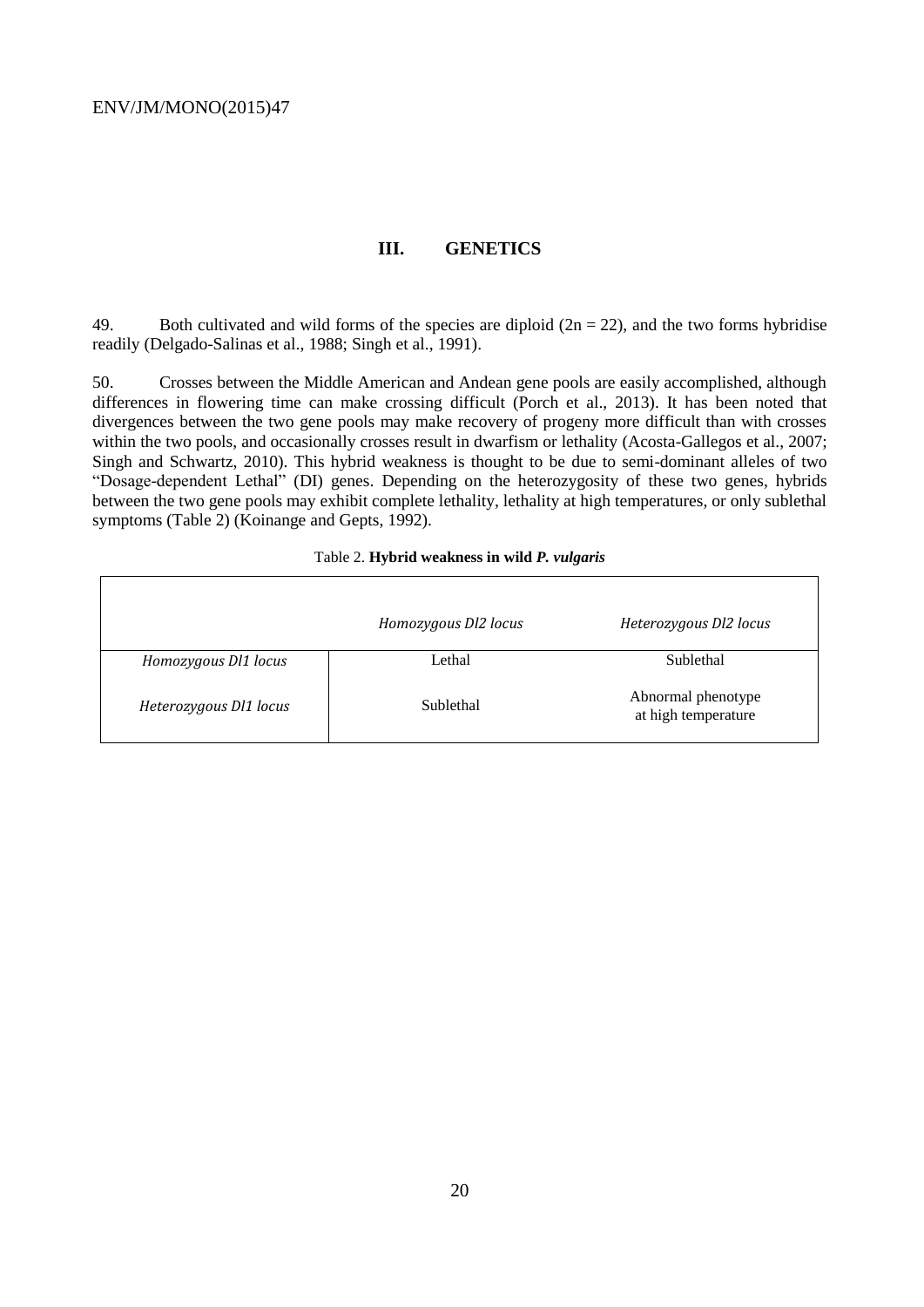# III. GENETICS

49. Both cultivated and wild forms of the species are diploid (2n = 22), and the two forms hybridise readily (Delgado-Salinas et al., 1988; Singh et al., 1991).

50. Crosses between the Middle American and Andean gene pools are easily accomplished, although differences in flowering time can make crossing difficult (Porch et al., 2013). It has been noted that divergences between the two gene pools may make recovery of progeny more difficult than with crosses within the two pools, and occasionally crosses result in dwarfism or lethality (Acosta-Gallegos et al., 2007; Singh and Schwartz, 2010). This hybrid weakness is thought to be due to semi-dominant alleles of two "Dosage-dependent Lethal" (DI) genes. Depending on the heterozygosity of these two genes, hybrids between the two gene pools may exhibit complete lethality, lethality at high temperatures, or only sublethal symptoms (Table 2) (Koinange and Gepts, 1992).

Table 2. **Hybrid weakness in wild *P. vulgaris***

| | *Homozygous Dl2 locus* | *Heterozygous Dl2 locus* |
|---|---|---|
| *Homozygous Dl1 locus* | Lethal | Sublethal |
| *Heterozygous Dl1 locus* | Sublethal | Abnormal phenotype at high temperature |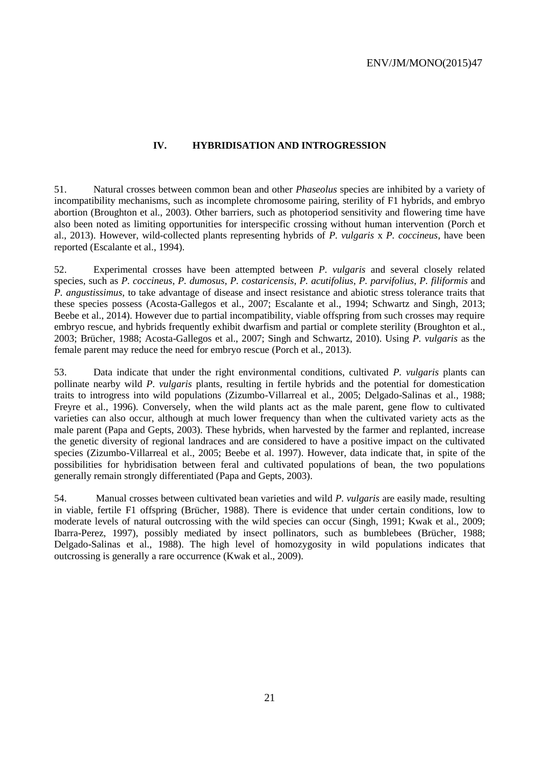## IV. HYBRIDISATION AND INTROGRESSION

51. Natural crosses between common bean and other *Phaseolus* species are inhibited by a variety of incompatibility mechanisms, such as incomplete chromosome pairing, sterility of F1 hybrids, and embryo abortion (Broughton et al., 2003). Other barriers, such as photoperiod sensitivity and flowering time have also been noted as limiting opportunities for interspecific crossing without human intervention (Porch et al., 2013). However, wild-collected plants representing hybrids of *P. vulgaris* x *P. coccineus*, have been reported (Escalante et al., 1994).

52. Experimental crosses have been attempted between *P. vulgaris* and several closely related species, such as *P. coccineus*, *P. dumosus*, *P. costaricensis*, *P. acutifolius*, *P. parvifolius*, *P. filiformis* and *P. angustissimus*, to take advantage of disease and insect resistance and abiotic stress tolerance traits that these species possess (Acosta-Gallegos et al., 2007; Escalante et al., 1994; Schwartz and Singh, 2013; Beebe et al., 2014). However due to partial incompatibility, viable offspring from such crosses may require embryo rescue, and hybrids frequently exhibit dwarfism and partial or complete sterility (Broughton et al., 2003; Brücher, 1988; Acosta-Gallegos et al., 2007; Singh and Schwartz, 2010). Using *P. vulgaris* as the female parent may reduce the need for embryo rescue (Porch et al., 2013).

53. Data indicate that under the right environmental conditions, cultivated *P. vulgaris* plants can pollinate nearby wild *P. vulgaris* plants, resulting in fertile hybrids and the potential for domestication traits to introgress into wild populations (Zizumbo-Villarreal et al., 2005; Delgado-Salinas et al., 1988; Freyre et al., 1996). Conversely, when the wild plants act as the male parent, gene flow to cultivated varieties can also occur, although at much lower frequency than when the cultivated variety acts as the male parent (Papa and Gepts, 2003). These hybrids, when harvested by the farmer and replanted, increase the genetic diversity of regional landraces and are considered to have a positive impact on the cultivated species (Zizumbo-Villarreal et al., 2005; Beebe et al. 1997). However, data indicate that, in spite of the possibilities for hybridisation between feral and cultivated populations of bean, the two populations generally remain strongly differentiated (Papa and Gepts, 2003).

54. Manual crosses between cultivated bean varieties and wild *P. vulgaris* are easily made, resulting in viable, fertile F1 offspring (Brücher, 1988). There is evidence that under certain conditions, low to moderate levels of natural outcrossing with the wild species can occur (Singh, 1991; Kwak et al., 2009; Ibarra-Perez, 1997), possibly mediated by insect pollinators, such as bumblebees (Brücher, 1988; Delgado-Salinas et al., 1988). The high level of homozygosity in wild populations indicates that outcrossing is generally a rare occurrence (Kwak et al., 2009).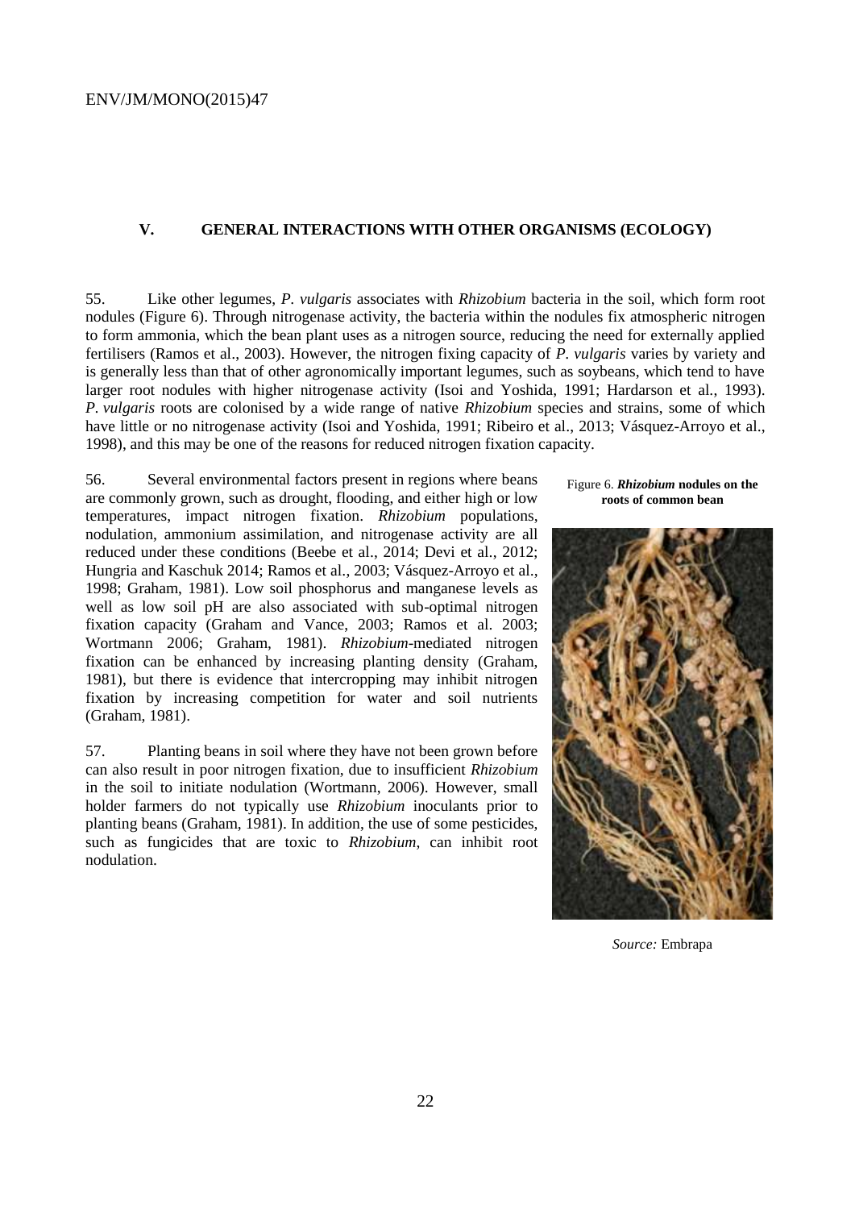## V. GENERAL INTERACTIONS WITH OTHER ORGANISMS (ECOLOGY)

55. Like other legumes, *P. vulgaris* associates with *Rhizobium* bacteria in the soil, which form root nodules (Figure 6). Through nitrogenase activity, the bacteria within the nodules fix atmospheric nitrogen to form ammonia, which the bean plant uses as a nitrogen source, reducing the need for externally applied fertilisers (Ramos et al., 2003). However, the nitrogen fixing capacity of *P. vulgaris* varies by variety and is generally less than that of other agronomically important legumes, such as soybeans, which tend to have larger root nodules with higher nitrogenase activity (Isoi and Yoshida, 1991; Hardarson et al., 1993). *P. vulgaris* roots are colonised by a wide range of native *Rhizobium* species and strains, some of which have little or no nitrogenase activity (Isoi and Yoshida, 1991; Ribeiro et al., 2013; Vásquez-Arroyo et al., 1998), and this may be one of the reasons for reduced nitrogen fixation capacity.

56. Several environmental factors present in regions where beans are commonly grown, such as drought, flooding, and either high or low temperatures, impact nitrogen fixation. *Rhizobium* populations, nodulation, ammonium assimilation, and nitrogenase activity are all reduced under these conditions (Beebe et al., 2014; Devi et al., 2012; Hungria and Kaschuk 2014; Ramos et al., 2003; Vásquez-Arroyo et al., 1998; Graham, 1981). Low soil phosphorus and manganese levels as well as low soil pH are also associated with sub-optimal nitrogen fixation capacity (Graham and Vance, 2003; Ramos et al. 2003; Wortmann 2006; Graham, 1981). *Rhizobium*-mediated nitrogen fixation can be enhanced by increasing planting density (Graham, 1981), but there is evidence that intercropping may inhibit nitrogen fixation by increasing competition for water and soil nutrients (Graham, 1981).

Figure 6. ***Rhizobium*** **nodules on the roots of common bean**

*Source:* Embrapa

57. Planting beans in soil where they have not been grown before can also result in poor nitrogen fixation, due to insufficient *Rhizobium* in the soil to initiate nodulation (Wortmann, 2006). However, small holder farmers do not typically use *Rhizobium* inoculants prior to planting beans (Graham, 1981). In addition, the use of some pesticides, such as fungicides that are toxic to *Rhizobium*, can inhibit root nodulation.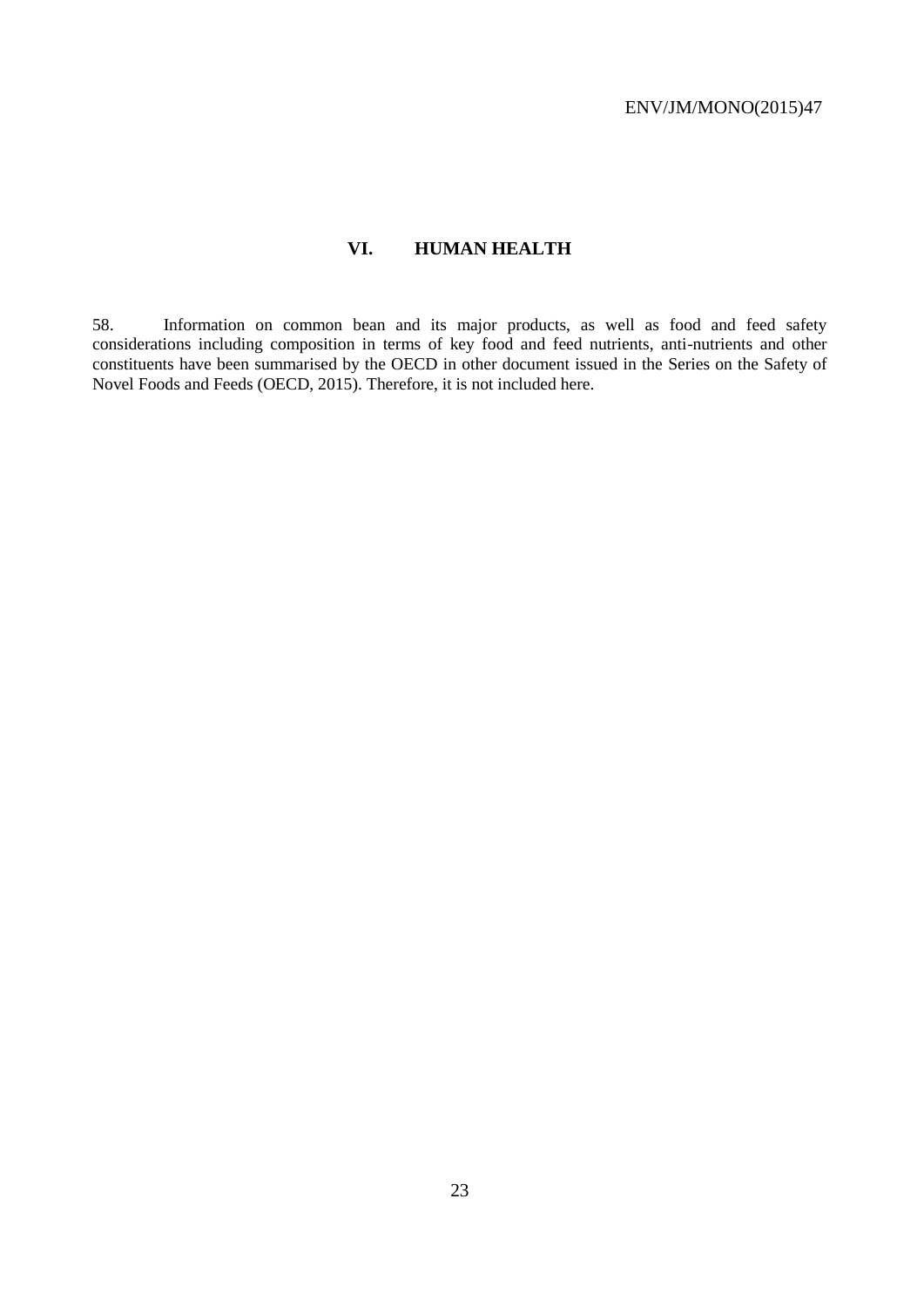# VI. HUMAN HEALTH

58. Information on common bean and its major products, as well as food and feed safety considerations including composition in terms of key food and feed nutrients, anti-nutrients and other constituents have been summarised by the OECD in other document issued in the Series on the Safety of Novel Foods and Feeds (OECD, 2015). Therefore, it is not included here.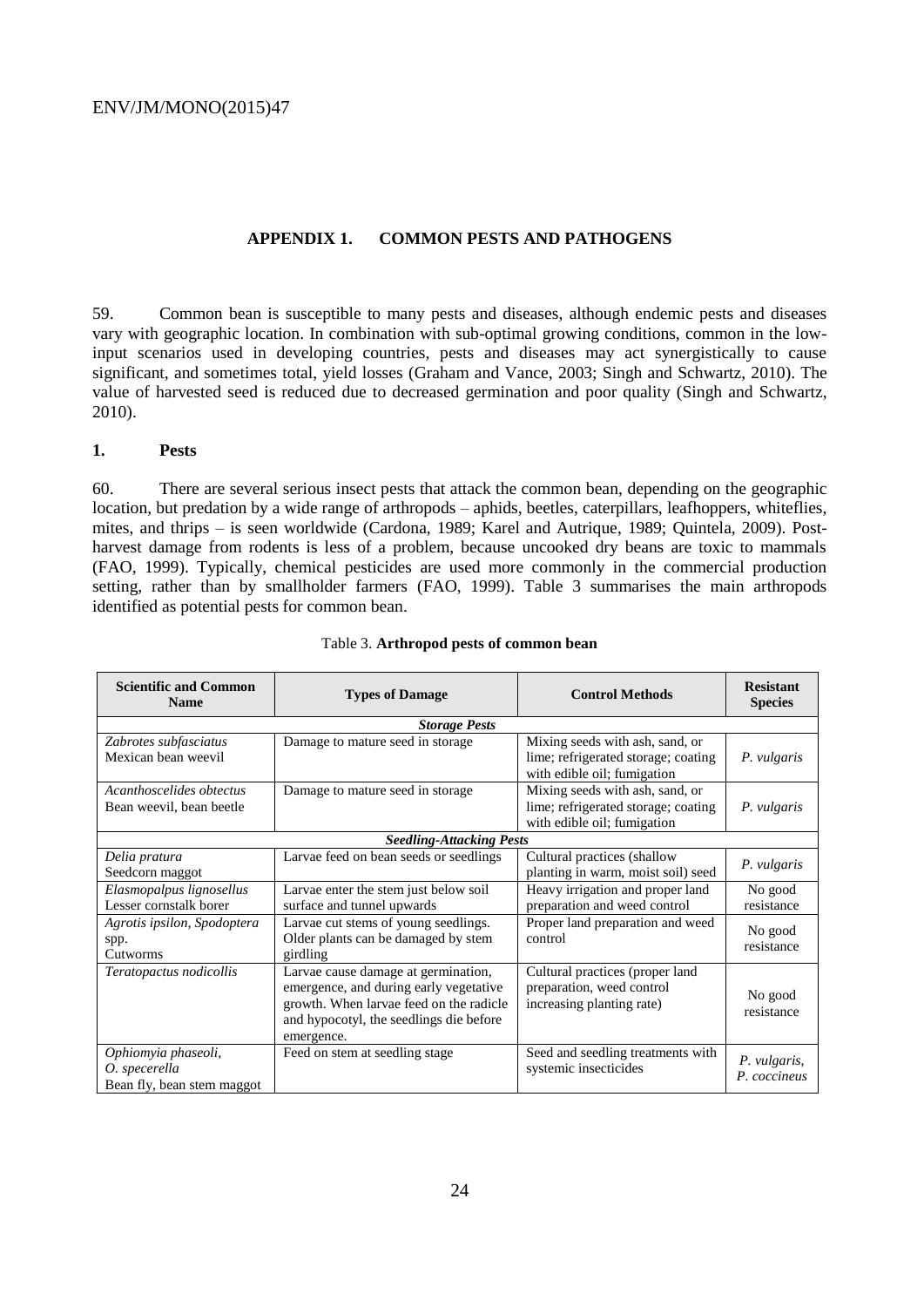## APPENDIX 1. COMMON PESTS AND PATHOGENS

59. Common bean is susceptible to many pests and diseases, although endemic pests and diseases vary with geographic location. In combination with sub-optimal growing conditions, common in the low-input scenarios used in developing countries, pests and diseases may act synergistically to cause significant, and sometimes total, yield losses (Graham and Vance, 2003; Singh and Schwartz, 2010). The value of harvested seed is reduced due to decreased germination and poor quality (Singh and Schwartz, 2010).

### 1. Pests

60. There are several serious insect pests that attack the common bean, depending on the geographic location, but predation by a wide range of arthropods – aphids, beetles, caterpillars, leafhoppers, whiteflies, mites, and thrips – is seen worldwide (Cardona, 1989; Karel and Autrique, 1989; Quintela, 2009). Post-harvest damage from rodents is less of a problem, because uncooked dry beans are toxic to mammals (FAO, 1999). Typically, chemical pesticides are used more commonly in the commercial production setting, rather than by smallholder farmers (FAO, 1999). Table 3 summarises the main arthropods identified as potential pests for common bean.

Table 3. **Arthropod pests of common bean**

| Scientific and Common Name | Types of Damage | Control Methods | Resistant Species |
|---|---|---|---|
| ***Storage Pests*** | | | |
| *Zabrotes subfasciatus* Mexican bean weevil | Damage to mature seed in storage | Mixing seeds with ash, sand, or lime; refrigerated storage; coating with edible oil; fumigation | *P. vulgaris* |
| *Acanthoscelides obtectus* Bean weevil, bean beetle | Damage to mature seed in storage | Mixing seeds with ash, sand, or lime; refrigerated storage; coating with edible oil; fumigation | *P. vulgaris* |
| ***Seedling-Attacking Pests*** | | | |
| *Delia pratura* Seedcorn maggot | Larvae feed on bean seeds or seedlings | Cultural practices (shallow planting in warm, moist soil) seed | *P. vulgaris* |
| *Elasmopalpus lignosellus* Lesser cornstalk borer | Larvae enter the stem just below soil surface and tunnel upwards | Heavy irrigation and proper land preparation and weed control | No good resistance |
| *Agrotis ipsilon, Spodoptera* spp. Cutworms | Larvae cut stems of young seedlings. Older plants can be damaged by stem girdling | Proper land preparation and weed control | No good resistance |
| *Teratopactus nodicollis* | Larvae cause damage at germination, emergence, and during early vegetative growth. When larvae feed on the radicle and hypocotyl, the seedlings die before emergence. | Cultural practices (proper land preparation, weed control increasing planting rate) | No good resistance |
| *Ophiomyia phaseoli, O. specerella* Bean fly, bean stem maggot | Feed on stem at seedling stage | Seed and seedling treatments with systemic insecticides | *P. vulgaris, P. coccineus* |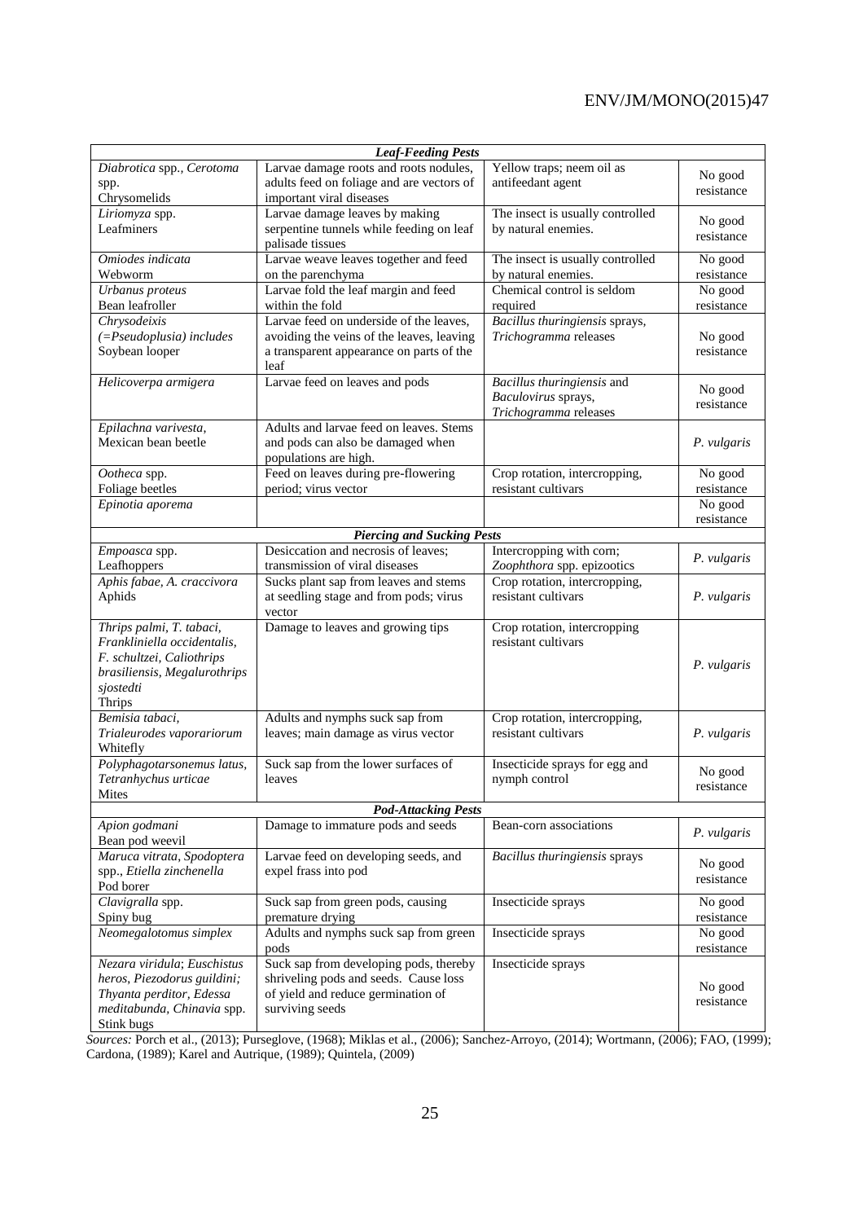| | | | |
|---|---|---|---|
| ***Leaf-Feeding Pests*** | | | |
| *Diabrotica* spp., *Cerotoma* spp. Chrysomelids | Larvae damage roots and roots nodules, adults feed on foliage and are vectors of important viral diseases | Yellow traps; neem oil as antifeedant agent | No good resistance |
| *Liriomyza* spp. Leafminers | Larvae damage leaves by making serpentine tunnels while feeding on leaf palisade tissues | The insect is usually controlled by natural enemies. | No good resistance |
| *Omiodes indicata* Webworm | Larvae weave leaves together and feed on the parenchyma | The insect is usually controlled by natural enemies. | No good resistance |
| *Urbanus proteus* Bean leafroller | Larvae fold the leaf margin and feed within the fold | Chemical control is seldom required | No good resistance |
| *Chrysodeixis (=Pseudoplusia) includes* Soybean looper | Larvae feed on underside of the leaves, avoiding the veins of the leaves, leaving a transparent appearance on parts of the leaf | *Bacillus thuringiensis* sprays, *Trichogramma* releases | No good resistance |
| *Helicoverpa armigera* | Larvae feed on leaves and pods | *Bacillus thuringiensis* and *Baculovirus* sprays, *Trichogramma* releases | No good resistance |
| *Epilachna varivesta,* Mexican bean beetle | Adults and larvae feed on leaves. Stems and pods can also be damaged when populations are high. | | *P. vulgaris* |
| *Ootheca* spp. Foliage beetles | Feed on leaves during pre-flowering period; virus vector | Crop rotation, intercropping, resistant cultivars | No good resistance |
| *Epinotia aporema* | | | No good resistance |
| ***Piercing and Sucking Pests*** | | | |
| *Empoasca* spp. Leafhoppers | Desiccation and necrosis of leaves; transmission of viral diseases | Intercropping with corn; *Zoophthora* spp. epizootics | *P. vulgaris* |
| *Aphis fabae, A. craccivora* Aphids | Sucks plant sap from leaves and stems at seedling stage and from pods; virus vector | Crop rotation, intercropping, resistant cultivars | *P. vulgaris* |
| *Thrips palmi, T. tabaci, Frankliniella occidentalis, F. schultzei, Caliothrips brasiliensis, Megalurothrips sjostedti* Thrips | Damage to leaves and growing tips | Crop rotation, intercropping resistant cultivars | *P. vulgaris* |
| *Bemisia tabaci, Trialeurodes vaporariorum* Whitefly | Adults and nymphs suck sap from leaves; main damage as virus vector | Crop rotation, intercropping, resistant cultivars | *P. vulgaris* |
| *Polyphagotarsonemus latus, Tetranhychus urticae* Mites | Suck sap from the lower surfaces of leaves | Insecticide sprays for egg and nymph control | No good resistance |
| ***Pod-Attacking Pests*** | | | |
| *Apion godmani* Bean pod weevil | Damage to immature pods and seeds | Bean-corn associations | *P. vulgaris* |
| *Maruca vitrata, Spodoptera* spp., *Etiella zinchenella* Pod borer | Larvae feed on developing seeds, and expel frass into pod | *Bacillus thuringiensis* sprays | No good resistance |
| *Clavigralla* spp. Spiny bug | Suck sap from green pods, causing premature drying | Insecticide sprays | No good resistance |
| *Neomegalotomus simplex* | Adults and nymphs suck sap from green pods | Insecticide sprays | No good resistance |
| *Nezara viridula*; *Euschistus heros, Piezodorus guildini; Thyanta perditor, Edessa meditabunda, Chinavia* spp. Stink bugs | Suck sap from developing pods, thereby shriveling pods and seeds. Cause loss of yield and reduce germination of surviving seeds | Insecticide sprays | No good resistance |

*Sources:* Porch et al., (2013); Purseglove, (1968); Miklas et al., (2006); Sanchez-Arroyo, (2014); Wortmann, (2006); FAO, (1999); Cardona, (1989); Karel and Autrique, (1989); Quintela, (2009)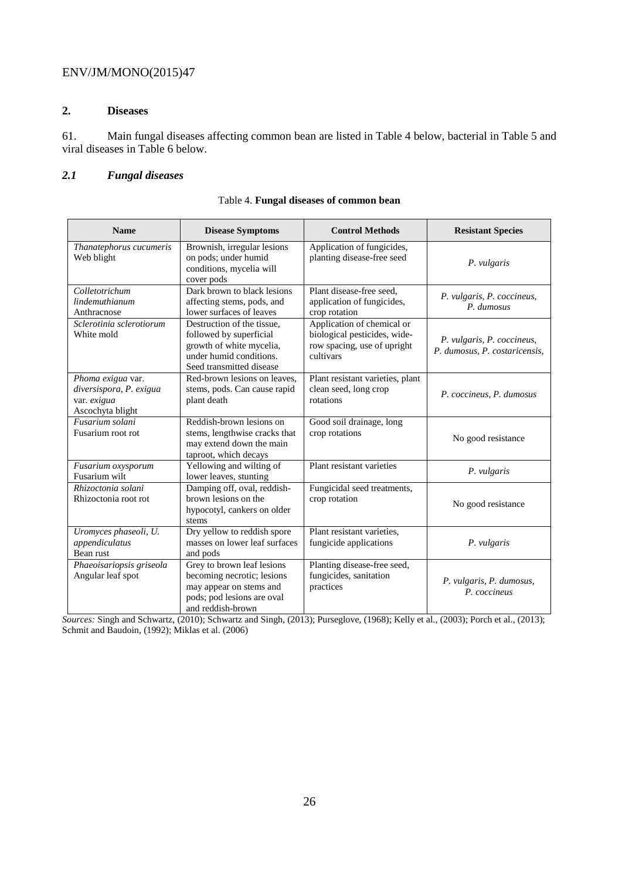## 2. Diseases

61. Main fungal diseases affecting common bean are listed in Table 4 below, bacterial in Table 5 and viral diseases in Table 6 below.

### *2.1 Fungal diseases*

Table 4. **Fungal diseases of common bean**

| Name | Disease Symptoms | Control Methods | Resistant Species |
|---|---|---|---|
| *Thanatephorus cucumeris* Web blight | Brownish, irregular lesions on pods; under humid conditions, mycelia will cover pods | Application of fungicides, planting disease-free seed | *P. vulgaris* |
| *Colletotrichum lindemuthianum* Anthracnose | Dark brown to black lesions affecting stems, pods, and lower surfaces of leaves | Plant disease-free seed, application of fungicides, crop rotation | *P. vulgaris, P. coccineus, P. dumosus* |
| *Sclerotinia sclerotiorum* White mold | Destruction of the tissue, followed by superficial growth of white mycelia, under humid conditions. Seed transmitted disease | Application of chemical or biological pesticides, wide-row spacing, use of upright cultivars | *P. vulgaris, P. coccineus, P. dumosus, P. costaricensis,* |
| *Phoma exigua* var. *diversispora, P. exigua* var. *exigua* Ascochyta blight | Red-brown lesions on leaves, stems, pods. Can cause rapid plant death | Plant resistant varieties, plant clean seed, long crop rotations | *P. coccineus, P. dumosus* |
| *Fusarium solani* Fusarium root rot | Reddish-brown lesions on stems, lengthwise cracks that may extend down the main taproot, which decays | Good soil drainage, long crop rotations | No good resistance |
| *Fusarium oxysporum* Fusarium wilt | Yellowing and wilting of lower leaves, stunting | Plant resistant varieties | *P. vulgaris* |
| *Rhizoctonia solani* Rhizoctonia root rot | Damping off, oval, reddish-brown lesions on the hypocotyl, cankers on older stems | Fungicidal seed treatments, crop rotation | No good resistance |
| *Uromyces phaseoli, U. appendiculatus* Bean rust | Dry yellow to reddish spore masses on lower leaf surfaces and pods | Plant resistant varieties, fungicide applications | *P. vulgaris* |
| *Phaeoisariopsis griseola* Angular leaf spot | Grey to brown leaf lesions becoming necrotic; lesions may appear on stems and pods; pod lesions are oval and reddish-brown | Planting disease-free seed, fungicides, sanitation practices | *P. vulgaris, P. dumosus, P. coccineus* |

*Sources:* Singh and Schwartz, (2010); Schwartz and Singh, (2013); Purseglove, (1968); Kelly et al., (2003); Porch et al., (2013); Schmit and Baudoin, (1992); Miklas et al. (2006)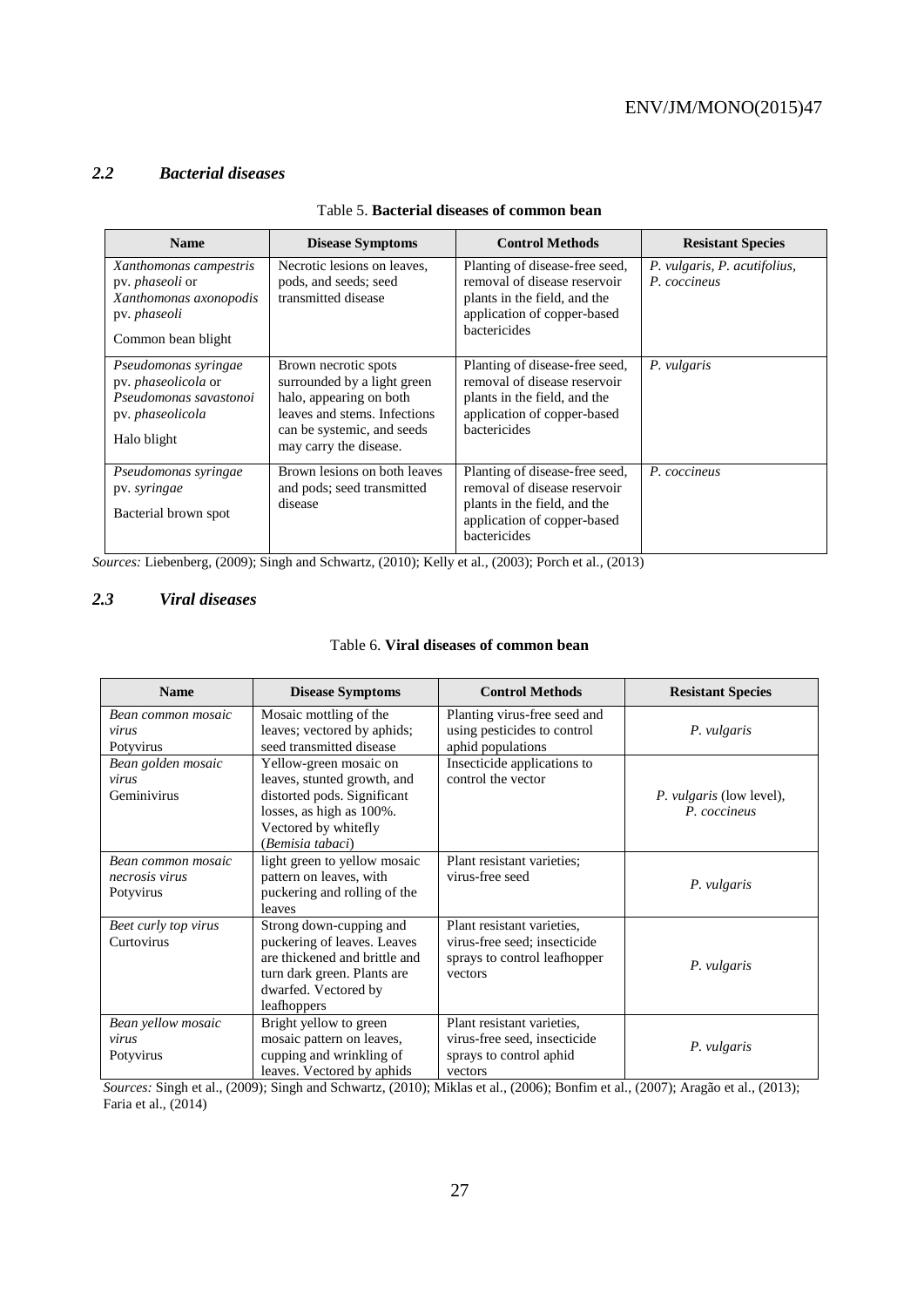## *2.2 Bacterial diseases*

Table 5. **Bacterial diseases of common bean**

| Name | Disease Symptoms | Control Methods | Resistant Species |
|---|---|---|---|
| *Xanthomonas campestris* pv. *phaseoli* or *Xanthomonas axonopodis* pv. *phaseoli*<br><br>Common bean blight | Necrotic lesions on leaves, pods, and seeds; seed transmitted disease | Planting of disease-free seed, removal of disease reservoir plants in the field, and the application of copper-based bactericides | *P. vulgaris, P. acutifolius, P. coccineus* |
| *Pseudomonas syringae* pv. *phaseolicola* or *Pseudomonas savastonoi* pv. *phaseolicola*<br><br>Halo blight | Brown necrotic spots surrounded by a light green halo, appearing on both leaves and stems. Infections can be systemic, and seeds may carry the disease. | Planting of disease-free seed, removal of disease reservoir plants in the field, and the application of copper-based bactericides | *P. vulgaris* |
| *Pseudomonas syringae* pv. *syringae*<br><br>Bacterial brown spot | Brown lesions on both leaves and pods; seed transmitted disease | Planting of disease-free seed, removal of disease reservoir plants in the field, and the application of copper-based bactericides | *P. coccineus* |

*Sources:* Liebenberg, (2009); Singh and Schwartz, (2010); Kelly et al., (2003); Porch et al., (2013)

## *2.3 Viral diseases*

Table 6. **Viral diseases of common bean**

| Name | Disease Symptoms | Control Methods | Resistant Species |
|---|---|---|---|
| *Bean common mosaic virus*<br>Potyvirus | Mosaic mottling of the leaves; vectored by aphids; seed transmitted disease | Planting virus-free seed and using pesticides to control aphid populations | *P. vulgaris* |
| *Bean golden mosaic virus*<br>Geminivirus | Yellow-green mosaic on leaves, stunted growth, and distorted pods. Significant losses, as high as 100%. Vectored by whitefly (*Bemisia tabaci*) | Insecticide applications to control the vector | *P. vulgaris* (low level), *P. coccineus* |
| *Bean common mosaic necrosis virus*<br>Potyvirus | light green to yellow mosaic pattern on leaves, with puckering and rolling of the leaves | Plant resistant varieties; virus-free seed | *P. vulgaris* |
| *Beet curly top virus*<br>Curtovirus | Strong down-cupping and puckering of leaves. Leaves are thickened and brittle and turn dark green. Plants are dwarfed. Vectored by leafhoppers | Plant resistant varieties, virus-free seed; insecticide sprays to control leafhopper vectors | *P. vulgaris* |
| *Bean yellow mosaic virus*<br>Potyvirus | Bright yellow to green mosaic pattern on leaves, cupping and wrinkling of leaves. Vectored by aphids | Plant resistant varieties, virus-free seed, insecticide sprays to control aphid vectors | *P. vulgaris* |

*Sources:* Singh et al., (2009); Singh and Schwartz, (2010); Miklas et al., (2006); Bonfim et al., (2007); Aragão et al., (2013); Faria et al., (2014)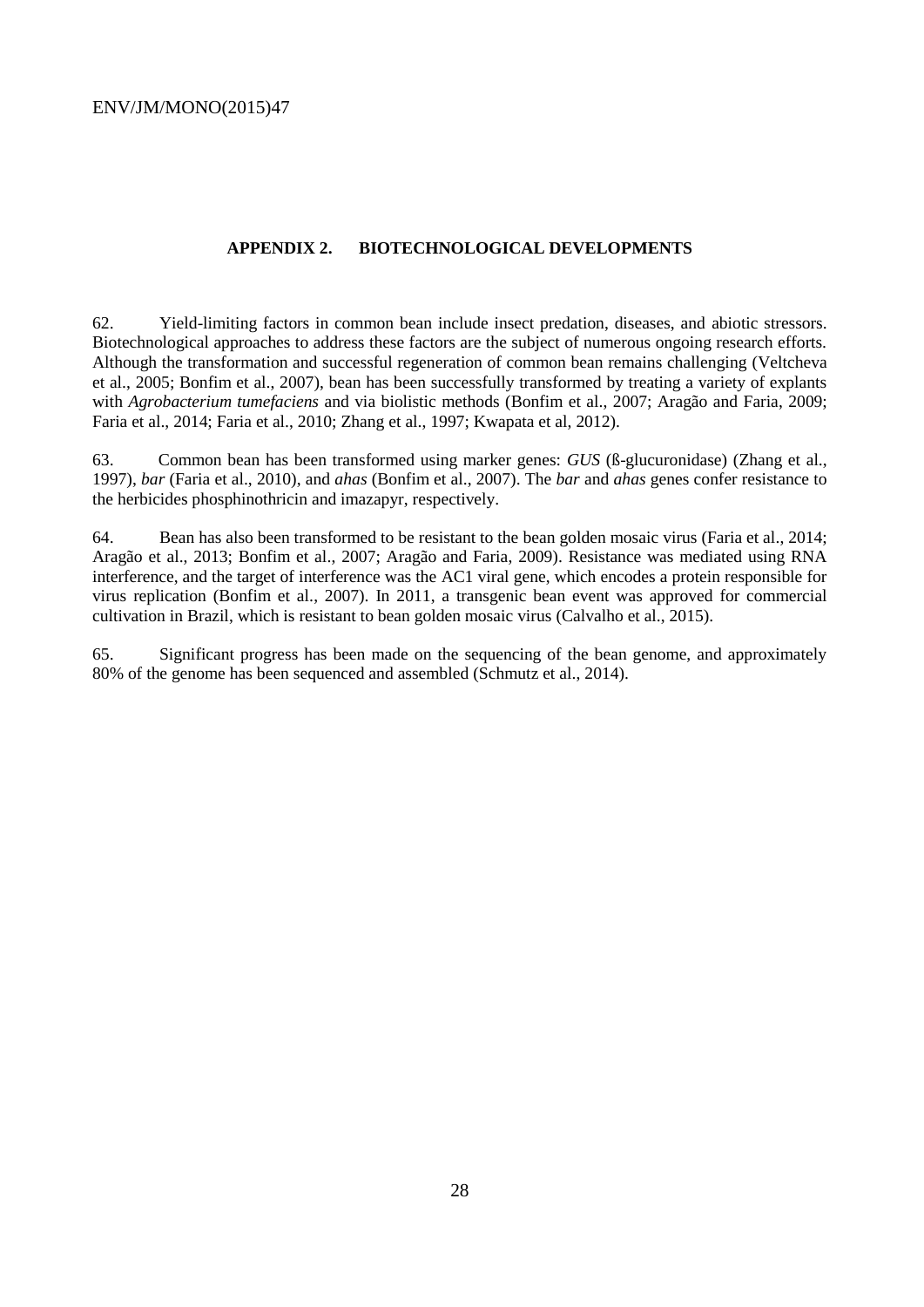## APPENDIX 2. BIOTECHNOLOGICAL DEVELOPMENTS

62. Yield-limiting factors in common bean include insect predation, diseases, and abiotic stressors. Biotechnological approaches to address these factors are the subject of numerous ongoing research efforts. Although the transformation and successful regeneration of common bean remains challenging (Veltcheva et al., 2005; Bonfim et al., 2007), bean has been successfully transformed by treating a variety of explants with *Agrobacterium tumefaciens* and via biolistic methods (Bonfim et al., 2007; Aragão and Faria, 2009; Faria et al., 2014; Faria et al., 2010; Zhang et al., 1997; Kwapata et al, 2012).

63. Common bean has been transformed using marker genes: *GUS* (ß-glucuronidase) (Zhang et al., 1997), *bar* (Faria et al., 2010), and *ahas* (Bonfim et al., 2007). The *bar* and *ahas* genes confer resistance to the herbicides phosphinothricin and imazapyr, respectively.

64. Bean has also been transformed to be resistant to the bean golden mosaic virus (Faria et al., 2014; Aragão et al., 2013; Bonfim et al., 2007; Aragão and Faria, 2009). Resistance was mediated using RNA interference, and the target of interference was the AC1 viral gene, which encodes a protein responsible for virus replication (Bonfim et al., 2007). In 2011, a transgenic bean event was approved for commercial cultivation in Brazil, which is resistant to bean golden mosaic virus (Calvalho et al., 2015).

65. Significant progress has been made on the sequencing of the bean genome, and approximately 80% of the genome has been sequenced and assembled (Schmutz et al., 2014).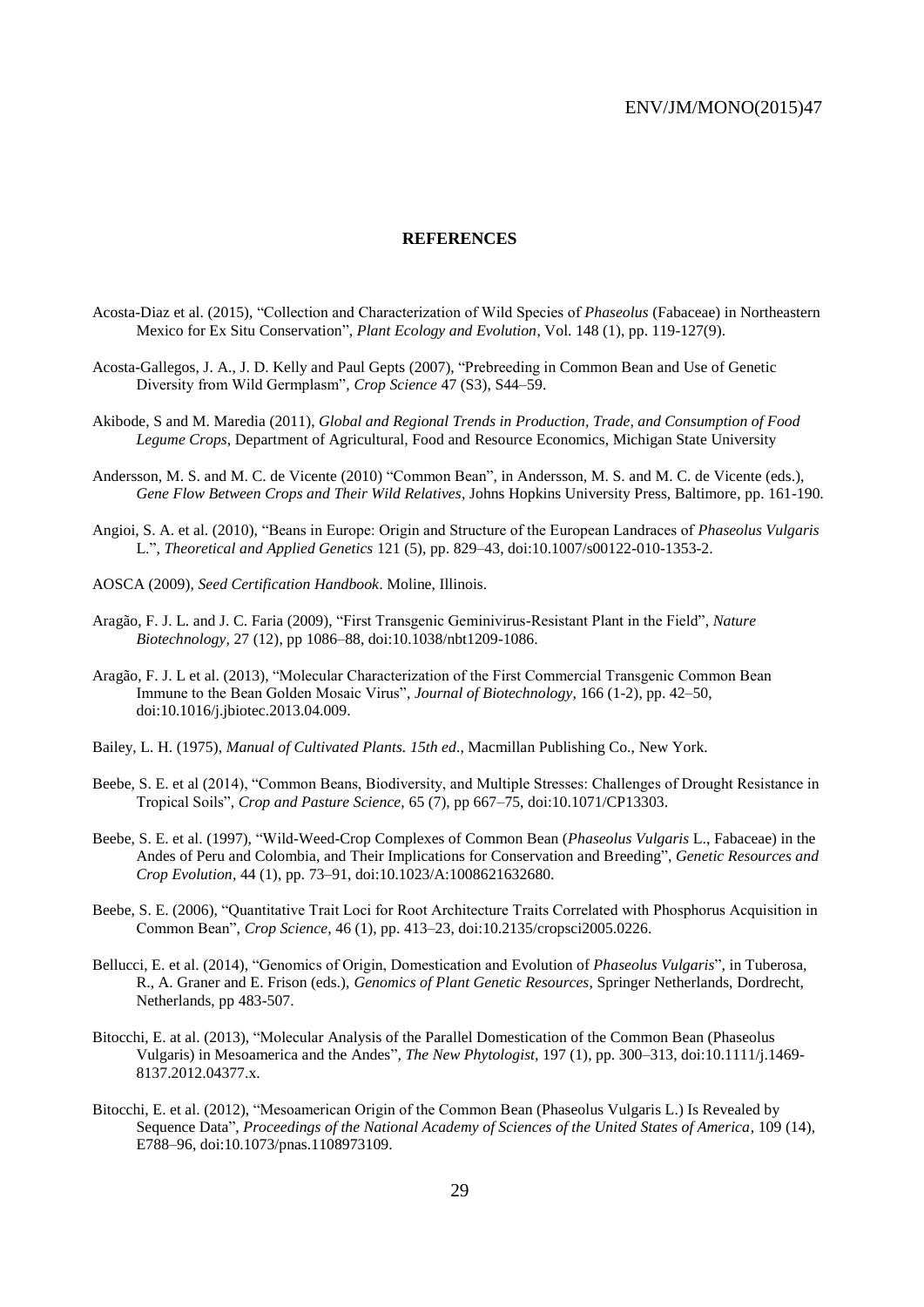# REFERENCES

Acosta-Diaz et al. (2015), "Collection and Characterization of Wild Species of *Phaseolus* (Fabaceae) in Northeastern Mexico for Ex Situ Conservation", *Plant Ecology and Evolution*, Vol. 148 (1), pp. 119-127(9).

Acosta-Gallegos, J. A., J. D. Kelly and Paul Gepts (2007), "Prebreeding in Common Bean and Use of Genetic Diversity from Wild Germplasm", *Crop Science* 47 (S3), S44–59.

Akibode, S and M. Maredia (2011), *Global and Regional Trends in Production, Trade, and Consumption of Food Legume Crops*, Department of Agricultural, Food and Resource Economics, Michigan State University

Andersson, M. S. and M. C. de Vicente (2010) "Common Bean", in Andersson, M. S. and M. C. de Vicente (eds.), *Gene Flow Between Crops and Their Wild Relatives*, Johns Hopkins University Press, Baltimore, pp. 161-190.

Angioi, S. A. et al. (2010), "Beans in Europe: Origin and Structure of the European Landraces of *Phaseolus Vulgaris* L.", *Theoretical and Applied Genetics* 121 (5), pp. 829–43, doi:10.1007/s00122-010-1353-2.

AOSCA (2009), *Seed Certification Handbook*. Moline, Illinois.

Aragão, F. J. L. and J. C. Faria (2009), "First Transgenic Geminivirus-Resistant Plant in the Field", *Nature Biotechnology*, 27 (12), pp 1086–88, doi:10.1038/nbt1209-1086.

Aragão, F. J. L et al. (2013), "Molecular Characterization of the First Commercial Transgenic Common Bean Immune to the Bean Golden Mosaic Virus", *Journal of Biotechnology*, 166 (1-2), pp. 42–50, doi:10.1016/j.jbiotec.2013.04.009.

Bailey, L. H. (1975), *Manual of Cultivated Plants. 15th ed*., Macmillan Publishing Co., New York.

Beebe, S. E. et al (2014), "Common Beans, Biodiversity, and Multiple Stresses: Challenges of Drought Resistance in Tropical Soils", *Crop and Pasture Science*, 65 (7), pp 667–75, doi:10.1071/CP13303.

Beebe, S. E. et al. (1997), "Wild-Weed-Crop Complexes of Common Bean (*Phaseolus Vulgaris* L., Fabaceae) in the Andes of Peru and Colombia, and Their Implications for Conservation and Breeding", *Genetic Resources and Crop Evolution*, 44 (1), pp. 73–91, doi:10.1023/A:1008621632680.

Beebe, S. E. (2006), "Quantitative Trait Loci for Root Architecture Traits Correlated with Phosphorus Acquisition in Common Bean", *Crop Science*, 46 (1), pp. 413–23, doi:10.2135/cropsci2005.0226.

Bellucci, E. et al. (2014), "Genomics of Origin, Domestication and Evolution of *Phaseolus Vulgaris*", in Tuberosa, R., A. Graner and E. Frison (eds.), *Genomics of Plant Genetic Resources*, Springer Netherlands, Dordrecht, Netherlands, pp 483-507.

Bitocchi, E. at al. (2013), "Molecular Analysis of the Parallel Domestication of the Common Bean (Phaseolus Vulgaris) in Mesoamerica and the Andes", *The New Phytologist*, 197 (1), pp. 300–313, doi:10.1111/j.1469-8137.2012.04377.x.

Bitocchi, E. et al. (2012), "Mesoamerican Origin of the Common Bean (Phaseolus Vulgaris L.) Is Revealed by Sequence Data", *Proceedings of the National Academy of Sciences of the United States of America*, 109 (14), E788–96, doi:10.1073/pnas.1108973109.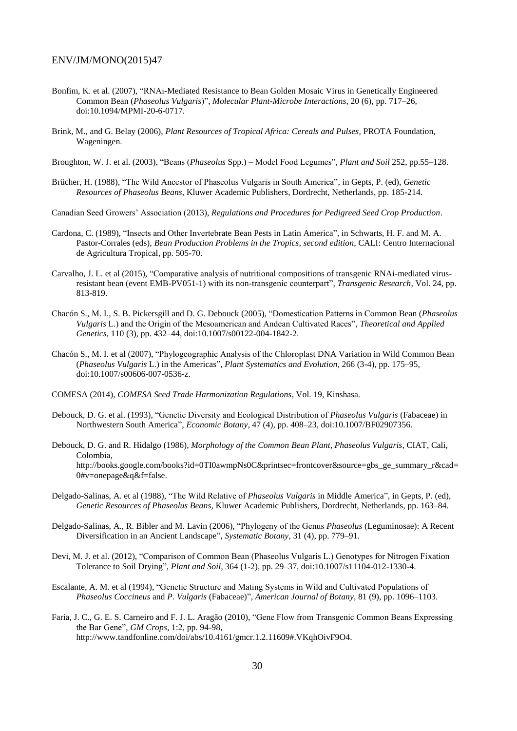Bonfim, K. et al. (2007), "RNAi-Mediated Resistance to Bean Golden Mosaic Virus in Genetically Engineered Common Bean (*Phaseolus Vulgaris*)", *Molecular Plant-Microbe Interactions,* 20 (6), pp. 717–26, doi:10.1094/MPMI-20-6-0717.

Brink, M., and G. Belay (2006), *Plant Resources of Tropical Africa: Cereals and Pulses,* PROTA Foundation, Wageningen.

Broughton, W. J. et al. (2003), "Beans (*Phaseolus* Spp.) – Model Food Legumes", *Plant and Soil* 252, pp.55–128.

Brücher, H. (1988), "The Wild Ancestor of Phaseolus Vulgaris in South America", in Gepts, P. (ed), *Genetic Resources of Phaseolus Beans*, Kluwer Academic Publishers, Dordrecht, Netherlands, pp. 185-214.

Canadian Seed Growers' Association (2013), *Regulations and Procedures for Pedigreed Seed Crop Production*.

Cardona, C. (1989), "Insects and Other Invertebrate Bean Pests in Latin America", in Schwarts, H. F. and M. A. Pastor-Corrales (eds), *Bean Production Problems in the Tropics, second edition*, CALI: Centro Internacional de Agricultura Tropical, pp. 505-70.

Carvalho, J. L. et al (2015), "Comparative analysis of nutritional compositions of transgenic RNAi-mediated virus-resistant bean (event EMB-PV051-1) with its non-transgenic counterpart", *Transgenic Research*, Vol. 24, pp. 813-819.

Chacón S., M. I., S. B. Pickersgill and D. G. Debouck (2005), "Domestication Patterns in Common Bean (*Phaseolus Vulgaris* L.) and the Origin of the Mesoamerican and Andean Cultivated Races", *Theoretical and Applied Genetics,* 110 (3), pp. 432–44, doi:10.1007/s00122-004-1842-2.

Chacón S., M. I. et al (2007), "Phylogeographic Analysis of the Chloroplast DNA Variation in Wild Common Bean (*Phaseolus Vulgaris* L.) in the Americas", *Plant Systematics and Evolution,* 266 (3-4), pp. 175–95, doi:10.1007/s00606-007-0536-z.

COMESA (2014), *COMESA Seed Trade Harmonization Regulations*, Vol. 19, Kinshasa.

Debouck, D. G. et al. (1993), "Genetic Diversity and Ecological Distribution of *Phaseolus Vulgaris* (Fabaceae) in Northwestern South America", *Economic Botany,* 47 (4), pp. 408–23, doi:10.1007/BF02907356.

Debouck, D. G. and R. Hidalgo (1986), *Morphology of the Common Bean Plant, Phaseolus Vulgaris,* CIAT, Cali, Colombia, http://books.google.com/books?id=0TI0awmpNs0C&printsec=frontcover&source=gbs_ge_summary_r&cad=0#v=onepage&q&f=false.

Delgado-Salinas, A. et al (1988), "The Wild Relative of *Phaseolus Vulgaris* in Middle America", in Gepts, P. (ed), *Genetic Resources of Phaseolus Beans,* Kluwer Academic Publishers, Dordrecht, Netherlands, pp. 163–84.

Delgado-Salinas, A., R. Bibler and M. Lavin (2006), "Phylogeny of the Genus *Phaseolus* (Leguminosae): A Recent Diversification in an Ancient Landscape", *Systematic Botany,* 31 (4), pp. 779–91.

Devi, M. J. et al. (2012), "Comparison of Common Bean (Phaseolus Vulgaris L.) Genotypes for Nitrogen Fixation Tolerance to Soil Drying", *Plant and Soil,* 364 (1-2), pp. 29–37, doi:10.1007/s11104-012-1330-4.

Escalante, A. M. et al (1994), "Genetic Structure and Mating Systems in Wild and Cultivated Populations of *Phaseolus Coccineus* and *P. Vulgaris* (Fabaceae)", *American Journal of Botany,* 81 (9), pp. 1096–1103.

Faria, J. C., G. E. S. Carneiro and F. J. L. Aragão (2010), "Gene Flow from Transgenic Common Beans Expressing the Bar Gene", *GM Crops*, 1:2, pp. 94-98, http://www.tandfonline.com/doi/abs/10.4161/gmcr.1.2.11609#.VKqhOivF9O4.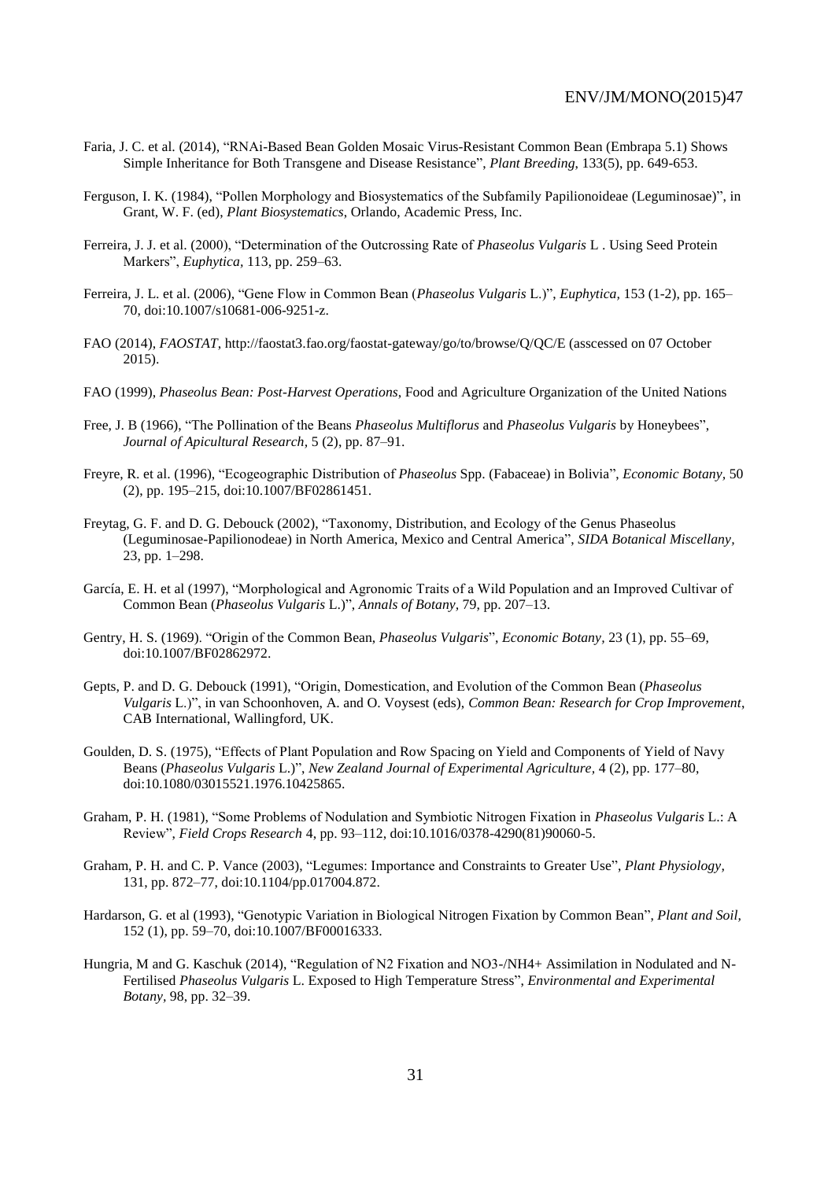Faria, J. C. et al. (2014), "RNAi-Based Bean Golden Mosaic Virus-Resistant Common Bean (Embrapa 5.1) Shows Simple Inheritance for Both Transgene and Disease Resistance", *Plant Breeding*, 133(5), pp. 649-653.

Ferguson, I. K. (1984), "Pollen Morphology and Biosystematics of the Subfamily Papilionoideae (Leguminosae)", in Grant, W. F. (ed), *Plant Biosystematics*, Orlando, Academic Press, Inc.

Ferreira, J. J. et al. (2000), "Determination of the Outcrossing Rate of *Phaseolus Vulgaris* L . Using Seed Protein Markers", *Euphytica*, 113, pp. 259–63.

Ferreira, J. L. et al. (2006), "Gene Flow in Common Bean (*Phaseolus Vulgaris* L.)", *Euphytica*, 153 (1-2), pp. 165–70, doi:10.1007/s10681-006-9251-z.

FAO (2014), *FAOSTAT*, http://faostat3.fao.org/faostat-gateway/go/to/browse/Q/QC/E (asscessed on 07 October 2015).

FAO (1999), *Phaseolus Bean: Post-Harvest Operations*, Food and Agriculture Organization of the United Nations

Free, J. B (1966), "The Pollination of the Beans *Phaseolus Multiflorus* and *Phaseolus Vulgaris* by Honeybees", *Journal of Apicultural Research*, 5 (2), pp. 87–91.

Freyre, R. et al. (1996), "Ecogeographic Distribution of *Phaseolus* Spp. (Fabaceae) in Bolivia", *Economic Botany*, 50 (2), pp. 195–215, doi:10.1007/BF02861451.

Freytag, G. F. and D. G. Debouck (2002), "Taxonomy, Distribution, and Ecology of the Genus Phaseolus (Leguminosae-Papilionodeae) in North America, Mexico and Central America", *SIDA Botanical Miscellany*, 23, pp. 1–298.

García, E. H. et al (1997), "Morphological and Agronomic Traits of a Wild Population and an Improved Cultivar of Common Bean (*Phaseolus Vulgaris* L.)", *Annals of Botany*, 79, pp. 207–13.

Gentry, H. S. (1969). "Origin of the Common Bean, *Phaseolus Vulgaris*", *Economic Botany*, 23 (1), pp. 55–69, doi:10.1007/BF02862972.

Gepts, P. and D. G. Debouck (1991), "Origin, Domestication, and Evolution of the Common Bean (*Phaseolus Vulgaris* L.)", in van Schoonhoven, A. and O. Voysest (eds), *Common Bean: Research for Crop Improvement*, CAB International, Wallingford, UK.

Goulden, D. S. (1975), "Effects of Plant Population and Row Spacing on Yield and Components of Yield of Navy Beans (*Phaseolus Vulgaris* L.)", *New Zealand Journal of Experimental Agriculture*, 4 (2), pp. 177–80, doi:10.1080/03015521.1976.10425865.

Graham, P. H. (1981), "Some Problems of Nodulation and Symbiotic Nitrogen Fixation in *Phaseolus Vulgaris* L.: A Review", *Field Crops Research* 4, pp. 93–112, doi:10.1016/0378-4290(81)90060-5.

Graham, P. H. and C. P. Vance (2003), "Legumes: Importance and Constraints to Greater Use", *Plant Physiology*, 131, pp. 872–77, doi:10.1104/pp.017004.872.

Hardarson, G. et al (1993), "Genotypic Variation in Biological Nitrogen Fixation by Common Bean", *Plant and Soil*, 152 (1), pp. 59–70, doi:10.1007/BF00016333.

Hungria, M and G. Kaschuk (2014), "Regulation of N2 Fixation and NO3-/NH4+ Assimilation in Nodulated and N-Fertilised *Phaseolus Vulgaris* L. Exposed to High Temperature Stress", *Environmental and Experimental Botany*, 98, pp. 32–39.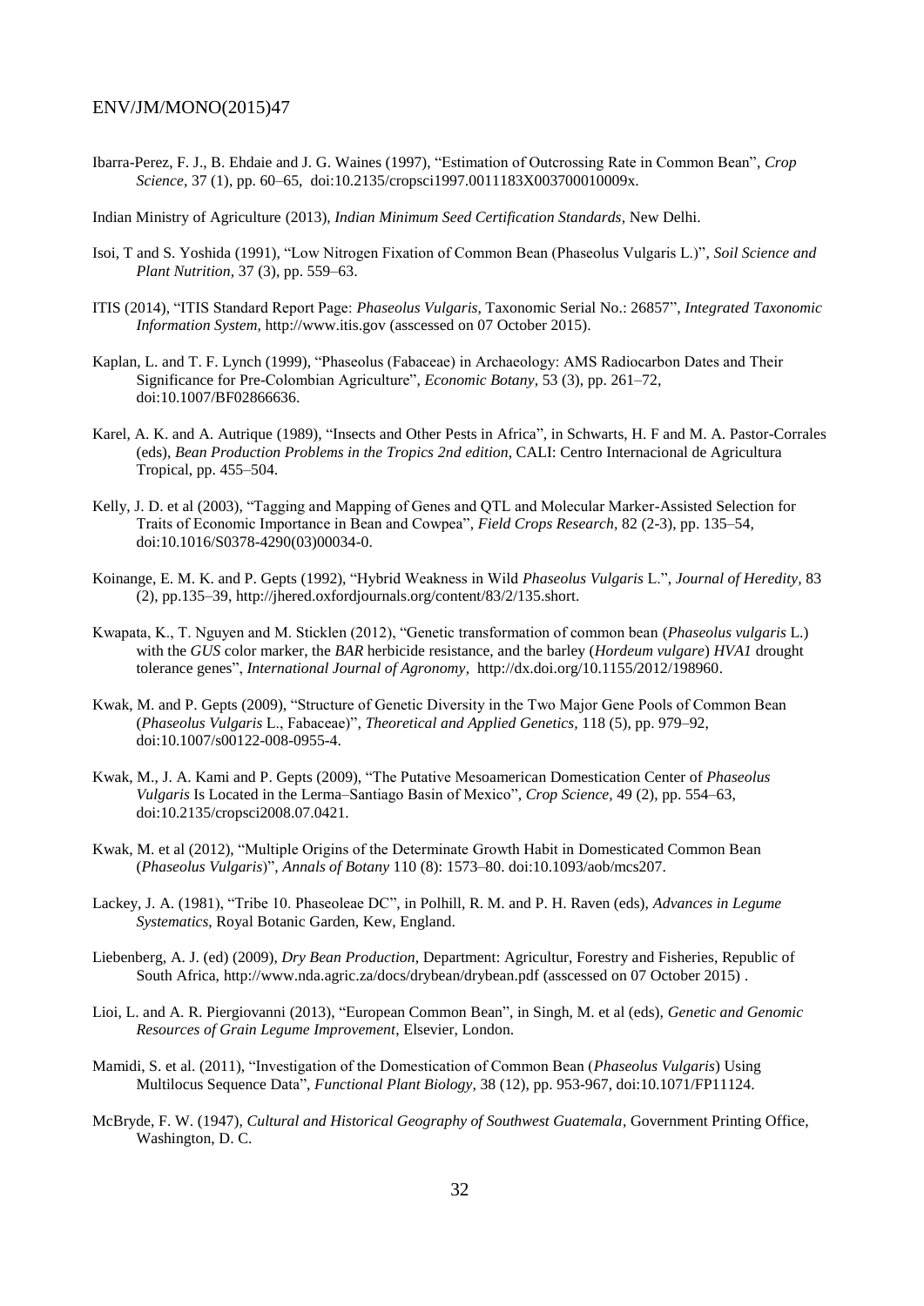Ibarra-Perez, F. J., B. Ehdaie and J. G. Waines (1997), "Estimation of Outcrossing Rate in Common Bean", *Crop Science*, 37 (1), pp. 60–65, doi:10.2135/cropsci1997.0011183X003700010009x.

Indian Ministry of Agriculture (2013), *Indian Minimum Seed Certification Standards*, New Delhi.

Isoi, T and S. Yoshida (1991), "Low Nitrogen Fixation of Common Bean (Phaseolus Vulgaris L.)", *Soil Science and Plant Nutrition*, 37 (3), pp. 559–63.

ITIS (2014), "ITIS Standard Report Page: *Phaseolus Vulgaris*, Taxonomic Serial No.: 26857", *Integrated Taxonomic Information System*, http://www.itis.gov (asscessed on 07 October 2015).

Kaplan, L. and T. F. Lynch (1999), "Phaseolus (Fabaceae) in Archaeology: AMS Radiocarbon Dates and Their Significance for Pre-Colombian Agriculture", *Economic Botany*, 53 (3), pp. 261–72, doi:10.1007/BF02866636.

Karel, A. K. and A. Autrique (1989), "Insects and Other Pests in Africa", in Schwarts, H. F and M. A. Pastor-Corrales (eds), *Bean Production Problems in the Tropics 2nd edition*, CALI: Centro Internacional de Agricultura Tropical, pp. 455–504.

Kelly, J. D. et al (2003), "Tagging and Mapping of Genes and QTL and Molecular Marker-Assisted Selection for Traits of Economic Importance in Bean and Cowpea", *Field Crops Research*, 82 (2-3), pp. 135–54, doi:10.1016/S0378-4290(03)00034-0.

Koinange, E. M. K. and P. Gepts (1992), "Hybrid Weakness in Wild *Phaseolus Vulgaris* L.", *Journal of Heredity*, 83 (2), pp.135–39, http://jhered.oxfordjournals.org/content/83/2/135.short.

Kwapata, K., T. Nguyen and M. Sticklen (2012), "Genetic transformation of common bean (*Phaseolus vulgaris* L.) with the *GUS* color marker, the *BAR* herbicide resistance, and the barley (*Hordeum vulgare*) *HVA1* drought tolerance genes", *International Journal of Agronomy*, http://dx.doi.org/10.1155/2012/198960.

Kwak, M. and P. Gepts (2009), "Structure of Genetic Diversity in the Two Major Gene Pools of Common Bean (*Phaseolus Vulgaris* L., Fabaceae)", *Theoretical and Applied Genetics*, 118 (5), pp. 979–92, doi:10.1007/s00122-008-0955-4.

Kwak, M., J. A. Kami and P. Gepts (2009), "The Putative Mesoamerican Domestication Center of *Phaseolus Vulgaris* Is Located in the Lerma–Santiago Basin of Mexico", *Crop Science*, 49 (2), pp. 554–63, doi:10.2135/cropsci2008.07.0421.

Kwak, M. et al (2012), "Multiple Origins of the Determinate Growth Habit in Domesticated Common Bean (*Phaseolus Vulgaris*)", *Annals of Botany* 110 (8): 1573–80. doi:10.1093/aob/mcs207.

Lackey, J. A. (1981), "Tribe 10. Phaseoleae DC", in Polhill, R. M. and P. H. Raven (eds), *Advances in Legume Systematics*, Royal Botanic Garden, Kew, England.

Liebenberg, A. J. (ed) (2009), *Dry Bean Production*, Department: Agricultur, Forestry and Fisheries, Republic of South Africa, http://www.nda.agric.za/docs/drybean/drybean.pdf (asscessed on 07 October 2015) .

Lioi, L. and A. R. Piergiovanni (2013), "European Common Bean", in Singh, M. et al (eds), *Genetic and Genomic Resources of Grain Legume Improvement*, Elsevier, London.

Mamidi, S. et al. (2011), "Investigation of the Domestication of Common Bean (*Phaseolus Vulgaris*) Using Multilocus Sequence Data", *Functional Plant Biology*, 38 (12), pp. 953-967, doi:10.1071/FP11124.

McBryde, F. W. (1947), *Cultural and Historical Geography of Southwest Guatemala*, Government Printing Office, Washington, D. C.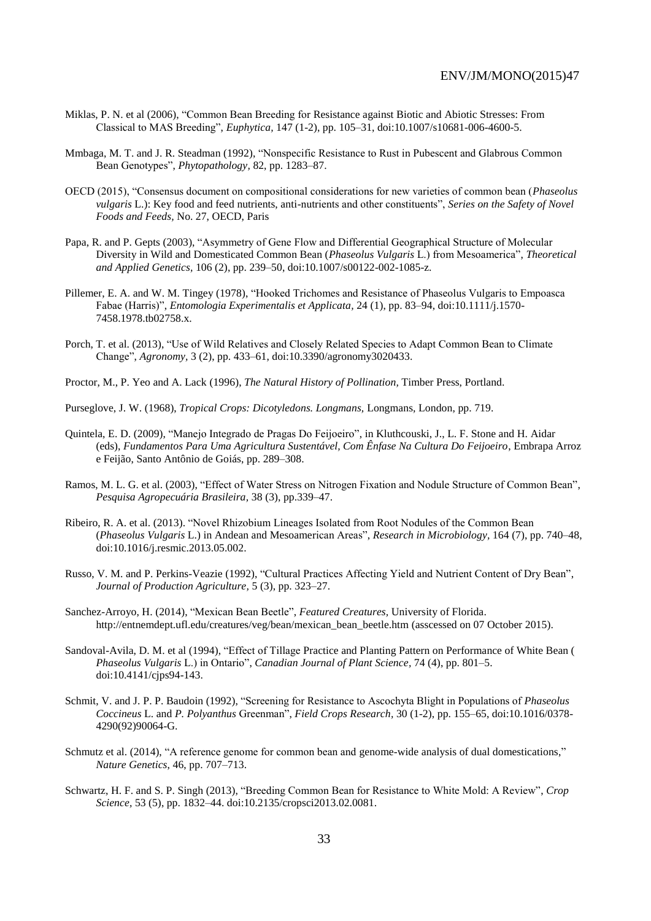Miklas, P. N. et al (2006), "Common Bean Breeding for Resistance against Biotic and Abiotic Stresses: From Classical to MAS Breeding", *Euphytica,* 147 (1-2), pp. 105–31, doi:10.1007/s10681-006-4600-5.

Mmbaga, M. T. and J. R. Steadman (1992), "Nonspecific Resistance to Rust in Pubescent and Glabrous Common Bean Genotypes", *Phytopathology,* 82, pp. 1283–87.

OECD (2015), "Consensus document on compositional considerations for new varieties of common bean (*Phaseolus vulgaris* L.): Key food and feed nutrients, anti-nutrients and other constituents", *Series on the Safety of Novel Foods and Feeds,* No. 27, OECD, Paris

Papa, R. and P. Gepts (2003), "Asymmetry of Gene Flow and Differential Geographical Structure of Molecular Diversity in Wild and Domesticated Common Bean (*Phaseolus Vulgaris* L.) from Mesoamerica", *Theoretical and Applied Genetics,* 106 (2), pp. 239–50, doi:10.1007/s00122-002-1085-z.

Pillemer, E. A. and W. M. Tingey (1978), "Hooked Trichomes and Resistance of Phaseolus Vulgaris to Empoasca Fabae (Harris)", *Entomologia Experimentalis et Applicata,* 24 (1), pp. 83–94, doi:10.1111/j.1570-7458.1978.tb02758.x.

Porch, T. et al. (2013), "Use of Wild Relatives and Closely Related Species to Adapt Common Bean to Climate Change", *Agronomy,* 3 (2), pp. 433–61, doi:10.3390/agronomy3020433.

Proctor, M., P. Yeo and A. Lack (1996), *The Natural History of Pollination,* Timber Press, Portland.

Purseglove, J. W. (1968), *Tropical Crops: Dicotyledons. Longmans,* Longmans, London, pp. 719.

Quintela, E. D. (2009), "Manejo Integrado de Pragas Do Feijoeiro", in Kluthcouski, J., L. F. Stone and H. Aidar (eds), *Fundamentos Para Uma Agricultura Sustentável, Com Ênfase Na Cultura Do Feijoeiro*, Embrapa Arroz e Feijão, Santo Antônio de Goiás, pp. 289–308.

Ramos, M. L. G. et al. (2003), "Effect of Water Stress on Nitrogen Fixation and Nodule Structure of Common Bean", *Pesquisa Agropecuária Brasileira,* 38 (3), pp.339–47.

Ribeiro, R. A. et al. (2013). "Novel Rhizobium Lineages Isolated from Root Nodules of the Common Bean (*Phaseolus Vulgaris* L.) in Andean and Mesoamerican Areas", *Research in Microbiology,* 164 (7), pp. 740–48, doi:10.1016/j.resmic.2013.05.002.

Russo, V. M. and P. Perkins-Veazie (1992), "Cultural Practices Affecting Yield and Nutrient Content of Dry Bean", *Journal of Production Agriculture,* 5 (3), pp. 323–27.

Sanchez-Arroyo, H. (2014), "Mexican Bean Beetle", *Featured Creatures,* University of Florida. http://entnemdept.ufl.edu/creatures/veg/bean/mexican_bean_beetle.htm (asscessed on 07 October 2015).

Sandoval-Avila, D. M. et al (1994), "Effect of Tillage Practice and Planting Pattern on Performance of White Bean ( *Phaseolus Vulgaris* L.) in Ontario", *Canadian Journal of Plant Science,* 74 (4), pp. 801–5. doi:10.4141/cjps94-143.

Schmit, V. and J. P. P. Baudoin (1992), "Screening for Resistance to Ascochyta Blight in Populations of *Phaseolus Coccineus* L. and *P. Polyanthus* Greenman", *Field Crops Research,* 30 (1-2), pp. 155–65, doi:10.1016/0378-4290(92)90064-G.

Schmutz et al. (2014), "A reference genome for common bean and genome-wide analysis of dual domestications," *Nature Genetics*, 46, pp. 707–713.

Schwartz, H. F. and S. P. Singh (2013), "Breeding Common Bean for Resistance to White Mold: A Review", *Crop Science,* 53 (5), pp. 1832–44. doi:10.2135/cropsci2013.02.0081.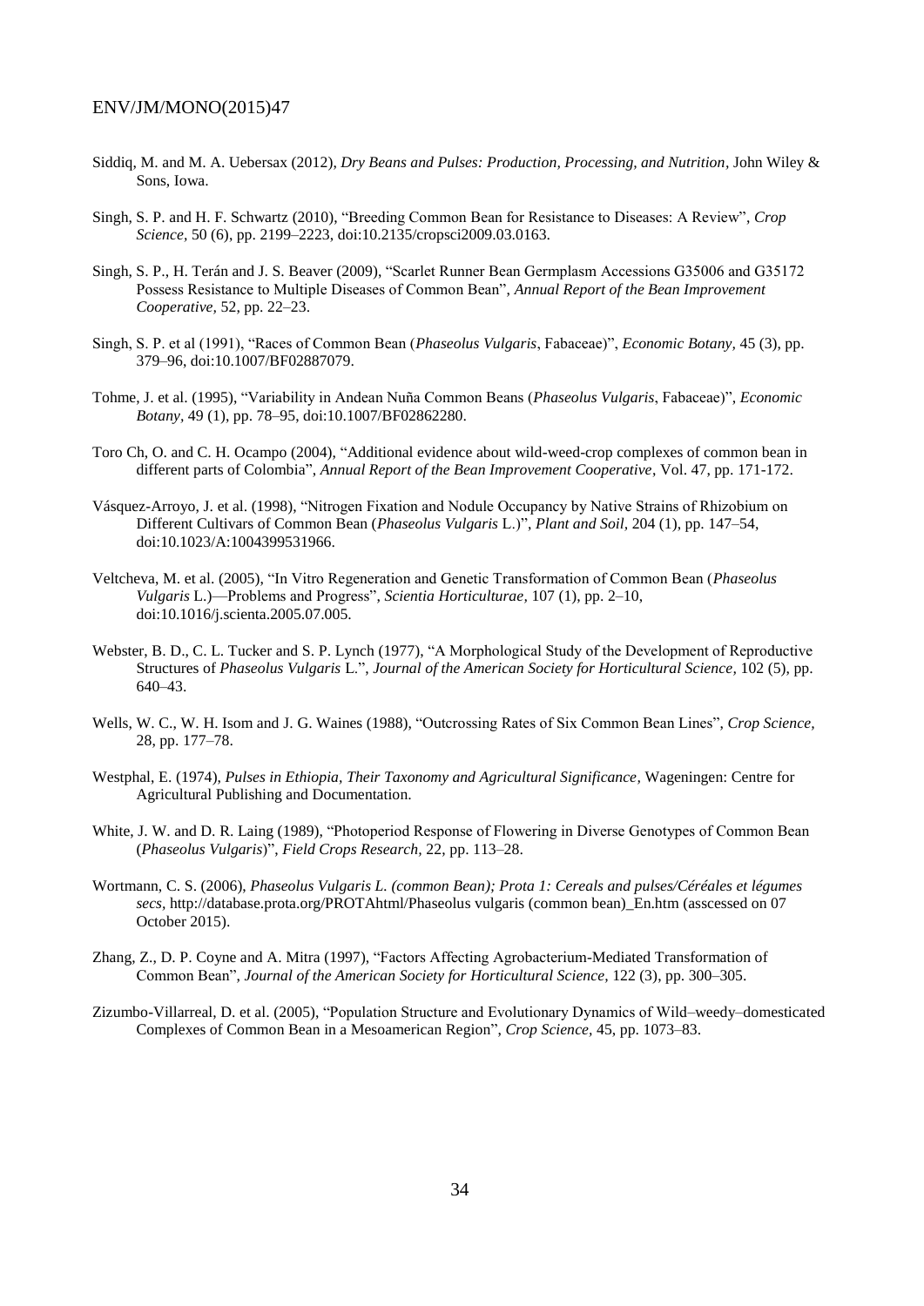Siddiq, M. and M. A. Uebersax (2012), *Dry Beans and Pulses: Production, Processing, and Nutrition*, John Wiley & Sons, Iowa.

Singh, S. P. and H. F. Schwartz (2010), "Breeding Common Bean for Resistance to Diseases: A Review", *Crop Science*, 50 (6), pp. 2199–2223, doi:10.2135/cropsci2009.03.0163.

Singh, S. P., H. Terán and J. S. Beaver (2009), "Scarlet Runner Bean Germplasm Accessions G35006 and G35172 Possess Resistance to Multiple Diseases of Common Bean", *Annual Report of the Bean Improvement Cooperative,* 52, pp. 22–23.

Singh, S. P. et al (1991), "Races of Common Bean (*Phaseolus Vulgaris*, Fabaceae)", *Economic Botany,* 45 (3), pp. 379–96, doi:10.1007/BF02887079.

Tohme, J. et al. (1995), "Variability in Andean Nuña Common Beans (*Phaseolus Vulgaris*, Fabaceae)", *Economic Botany,* 49 (1), pp. 78–95, doi:10.1007/BF02862280.

Toro Ch, O. and C. H. Ocampo (2004), "Additional evidence about wild-weed-crop complexes of common bean in different parts of Colombia", *Annual Report of the Bean Improvement Cooperative*, Vol. 47, pp. 171-172.

Vásquez-Arroyo, J. et al. (1998), "Nitrogen Fixation and Nodule Occupancy by Native Strains of Rhizobium on Different Cultivars of Common Bean (*Phaseolus Vulgaris* L.)", *Plant and Soil,* 204 (1), pp. 147–54, doi:10.1023/A:1004399531966.

Veltcheva, M. et al. (2005), "In Vitro Regeneration and Genetic Transformation of Common Bean (*Phaseolus Vulgaris* L.)—Problems and Progress", *Scientia Horticulturae,* 107 (1), pp. 2–10, doi:10.1016/j.scienta.2005.07.005.

Webster, B. D., C. L. Tucker and S. P. Lynch (1977), "A Morphological Study of the Development of Reproductive Structures of *Phaseolus Vulgaris* L.", *Journal of the American Society for Horticultural Science,* 102 (5), pp. 640–43.

Wells, W. C., W. H. Isom and J. G. Waines (1988), "Outcrossing Rates of Six Common Bean Lines", *Crop Science,* 28, pp. 177–78.

Westphal, E. (1974), *Pulses in Ethiopia, Their Taxonomy and Agricultural Significance,* Wageningen: Centre for Agricultural Publishing and Documentation.

White, J. W. and D. R. Laing (1989), "Photoperiod Response of Flowering in Diverse Genotypes of Common Bean (*Phaseolus Vulgaris*)", *Field Crops Research,* 22, pp. 113–28.

Wortmann, C. S. (2006), *Phaseolus Vulgaris L. (common Bean); Prota 1: Cereals and pulses/Céréales et légumes secs*, http://database.prota.org/PROTAhtml/Phaseolus vulgaris (common bean)_En.htm (asscessed on 07 October 2015).

Zhang, Z., D. P. Coyne and A. Mitra (1997), "Factors Affecting Agrobacterium-Mediated Transformation of Common Bean", *Journal of the American Society for Horticultural Science,* 122 (3), pp. 300–305.

Zizumbo-Villarreal, D. et al. (2005), "Population Structure and Evolutionary Dynamics of Wild–weedy–domesticated Complexes of Common Bean in a Mesoamerican Region", *Crop Science,* 45, pp. 1073–83.